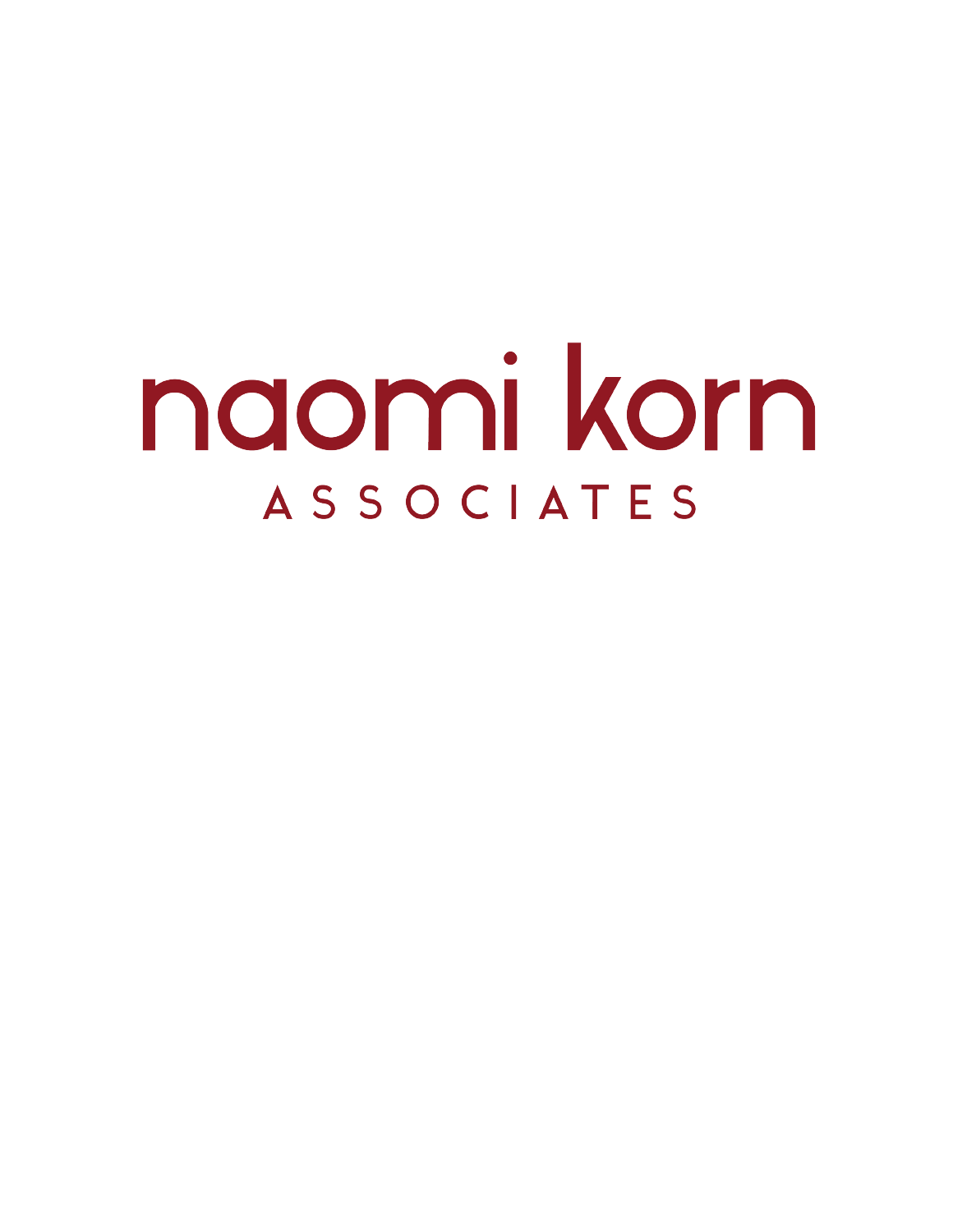# naomi korn

ASSOCIATES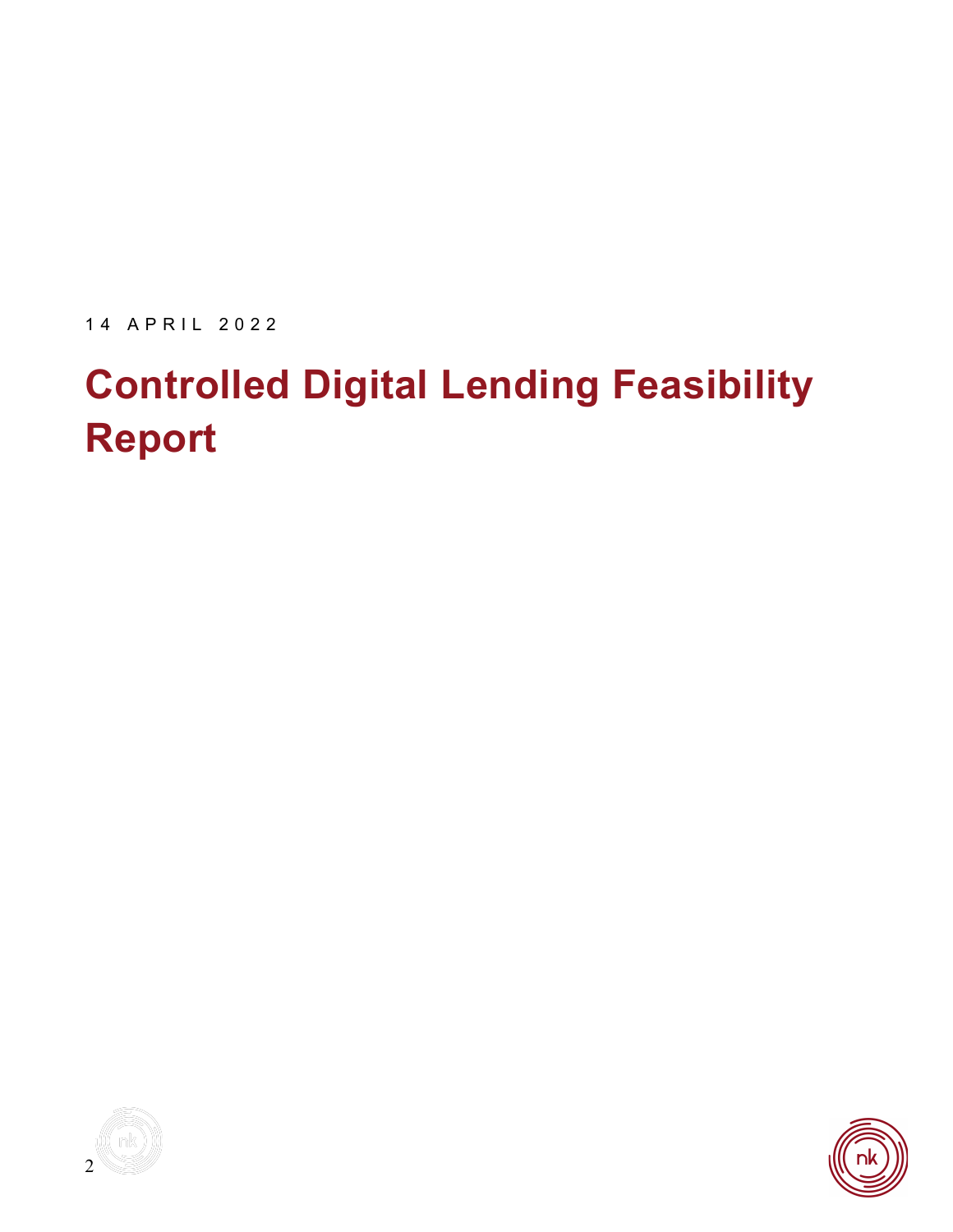14 APRIL 2022

# Controlled Digital Lending Feasibility Report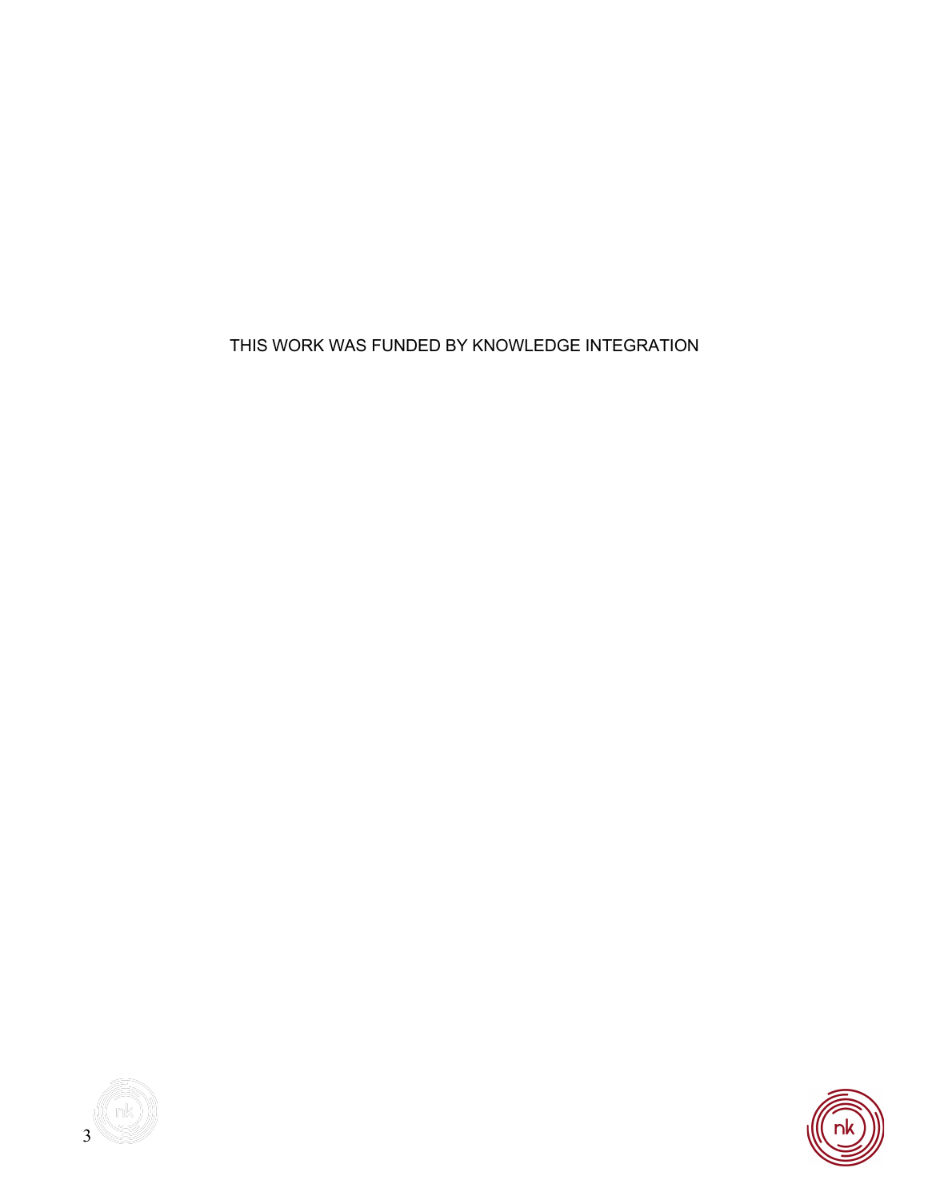THIS WORK WAS FUNDED BY KNOWLEDGE INTEGRATION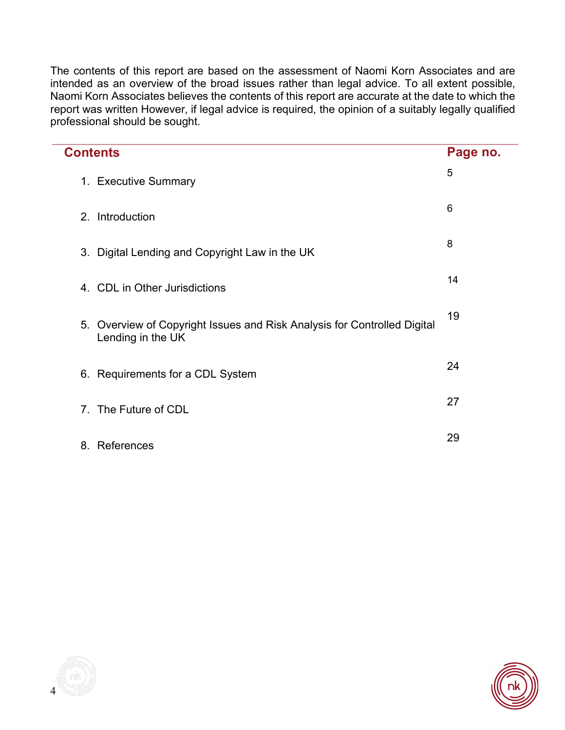The contents of this report are based on the assessment of Naomi Korn Associates and are intended as an overview of the broad issues rather than legal advice. To all extent possible, Naomi Korn Associates believes the contents of this report are accurate at the date to which the report was written However, if legal advice is required, the opinion of a suitably legally qualified professional should be sought.

| Contents | Page no. |
|---|---|
| 1. Executive Summary | 5 |
| 2. Introduction | 6 |
| 3. Digital Lending and Copyright Law in the UK | 8 |
| 4. CDL in Other Jurisdictions | 14 |
| 5. Overview of Copyright Issues and Risk Analysis for Controlled Digital Lending in the UK | 19 |
| 6. Requirements for a CDL System | 24 |
| 7. The Future of CDL | 27 |
| 8. References | 29 |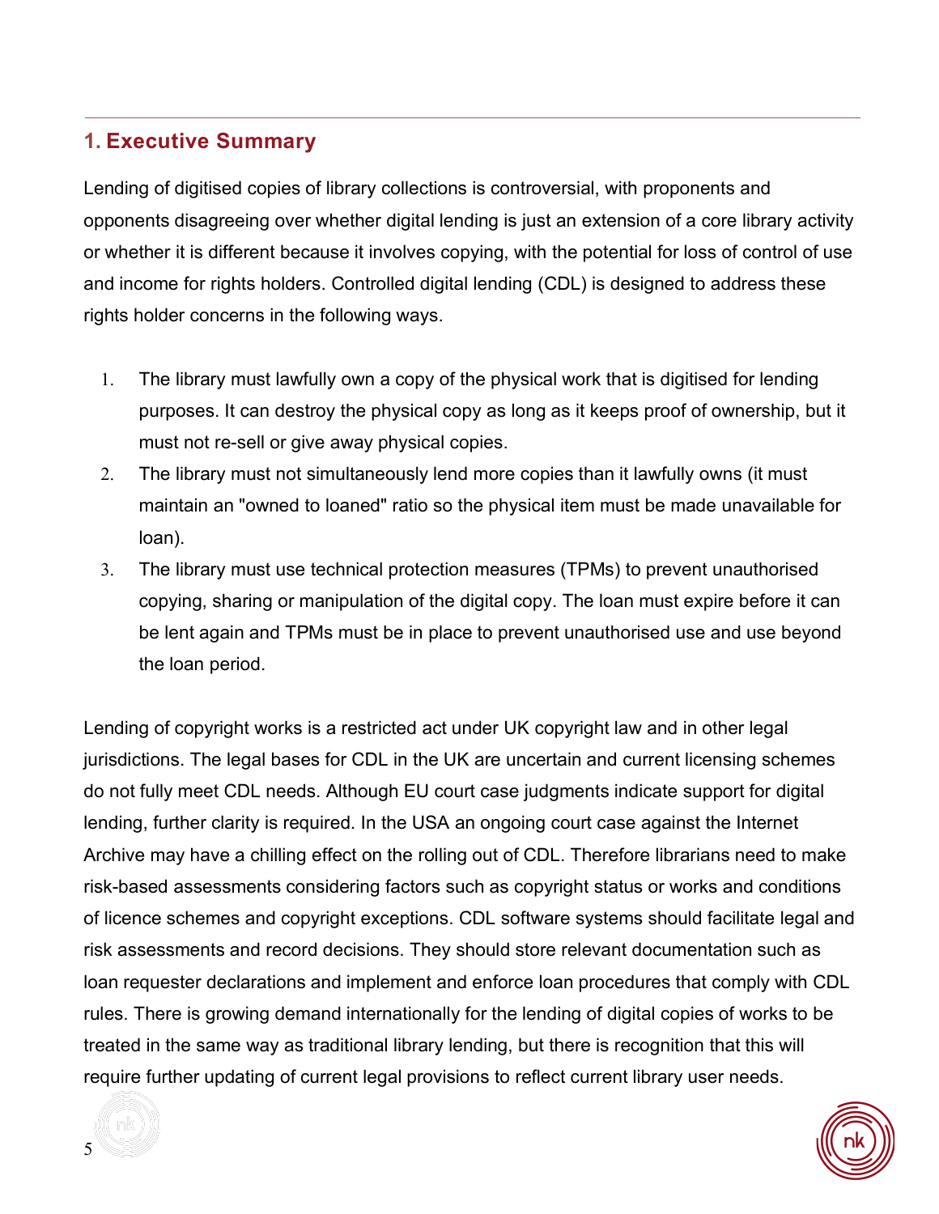## 1. Executive Summary

Lending of digitised copies of library collections is controversial, with proponents and opponents disagreeing over whether digital lending is just an extension of a core library activity or whether it is different because it involves copying, with the potential for loss of control of use and income for rights holders. Controlled digital lending (CDL) is designed to address these rights holder concerns in the following ways.

1. The library must lawfully own a copy of the physical work that is digitised for lending purposes. It can destroy the physical copy as long as it keeps proof of ownership, but it must not re-sell or give away physical copies.
2. The library must not simultaneously lend more copies than it lawfully owns (it must maintain an "owned to loaned" ratio so the physical item must be made unavailable for loan).
3. The library must use technical protection measures (TPMs) to prevent unauthorised copying, sharing or manipulation of the digital copy. The loan must expire before it can be lent again and TPMs must be in place to prevent unauthorised use and use beyond the loan period.

Lending of copyright works is a restricted act under UK copyright law and in other legal jurisdictions. The legal bases for CDL in the UK are uncertain and current licensing schemes do not fully meet CDL needs. Although EU court case judgments indicate support for digital lending, further clarity is required. In the USA an ongoing court case against the Internet Archive may have a chilling effect on the rolling out of CDL. Therefore librarians need to make risk-based assessments considering factors such as copyright status or works and conditions of licence schemes and copyright exceptions. CDL software systems should facilitate legal and risk assessments and record decisions. They should store relevant documentation such as loan requester declarations and implement and enforce loan procedures that comply with CDL rules. There is growing demand internationally for the lending of digital copies of works to be treated in the same way as traditional library lending, but there is recognition that this will require further updating of current legal provisions to reflect current library user needs.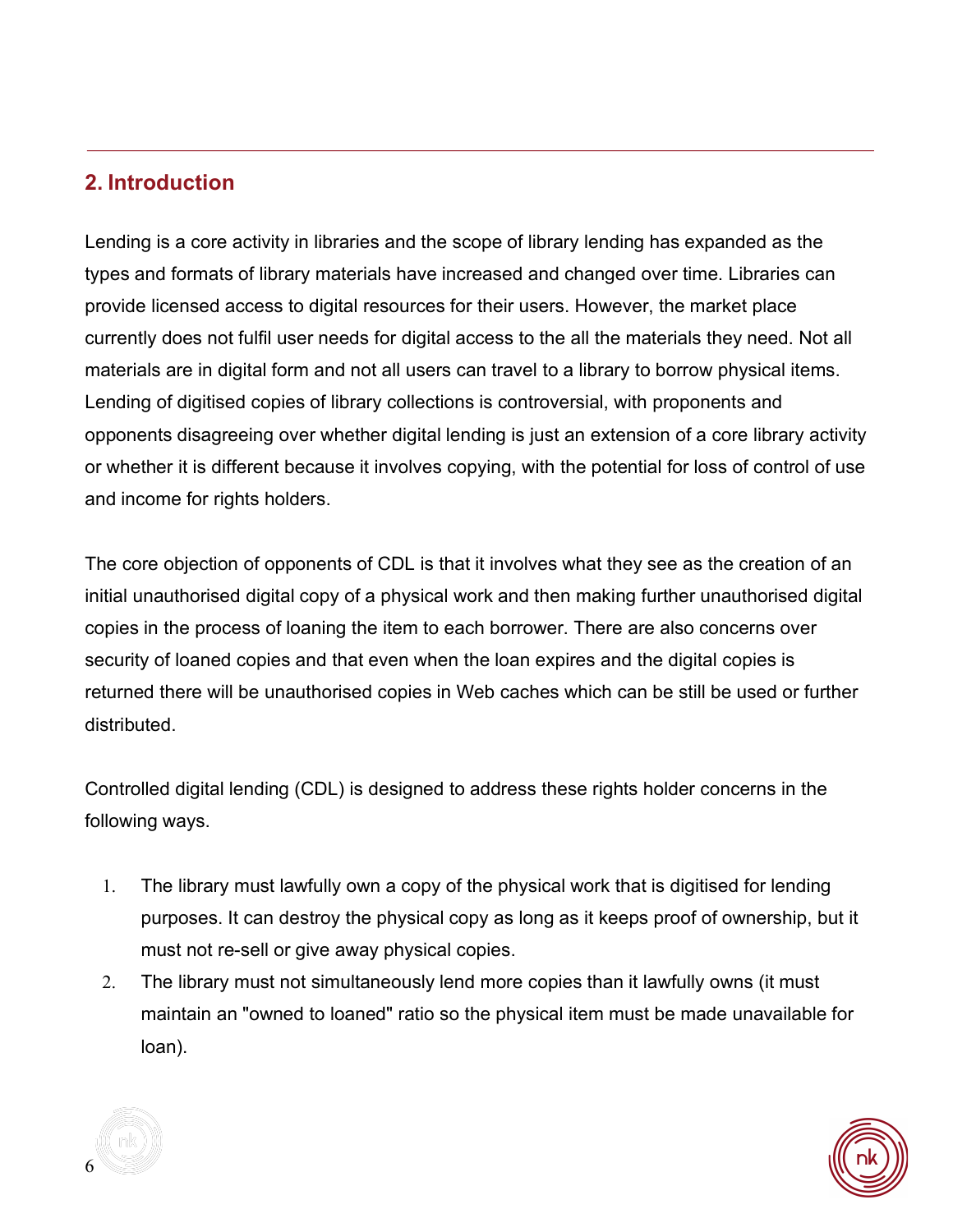## 2. Introduction

Lending is a core activity in libraries and the scope of library lending has expanded as the types and formats of library materials have increased and changed over time. Libraries can provide licensed access to digital resources for their users. However, the market place currently does not fulfil user needs for digital access to the all the materials they need. Not all materials are in digital form and not all users can travel to a library to borrow physical items. Lending of digitised copies of library collections is controversial, with proponents and opponents disagreeing over whether digital lending is just an extension of a core library activity or whether it is different because it involves copying, with the potential for loss of control of use and income for rights holders.

The core objection of opponents of CDL is that it involves what they see as the creation of an initial unauthorised digital copy of a physical work and then making further unauthorised digital copies in the process of loaning the item to each borrower. There are also concerns over security of loaned copies and that even when the loan expires and the digital copies is returned there will be unauthorised copies in Web caches which can be still be used or further distributed.

Controlled digital lending (CDL) is designed to address these rights holder concerns in the following ways.

1. The library must lawfully own a copy of the physical work that is digitised for lending purposes. It can destroy the physical copy as long as it keeps proof of ownership, but it must not re-sell or give away physical copies.
2. The library must not simultaneously lend more copies than it lawfully owns (it must maintain an "owned to loaned" ratio so the physical item must be made unavailable for loan).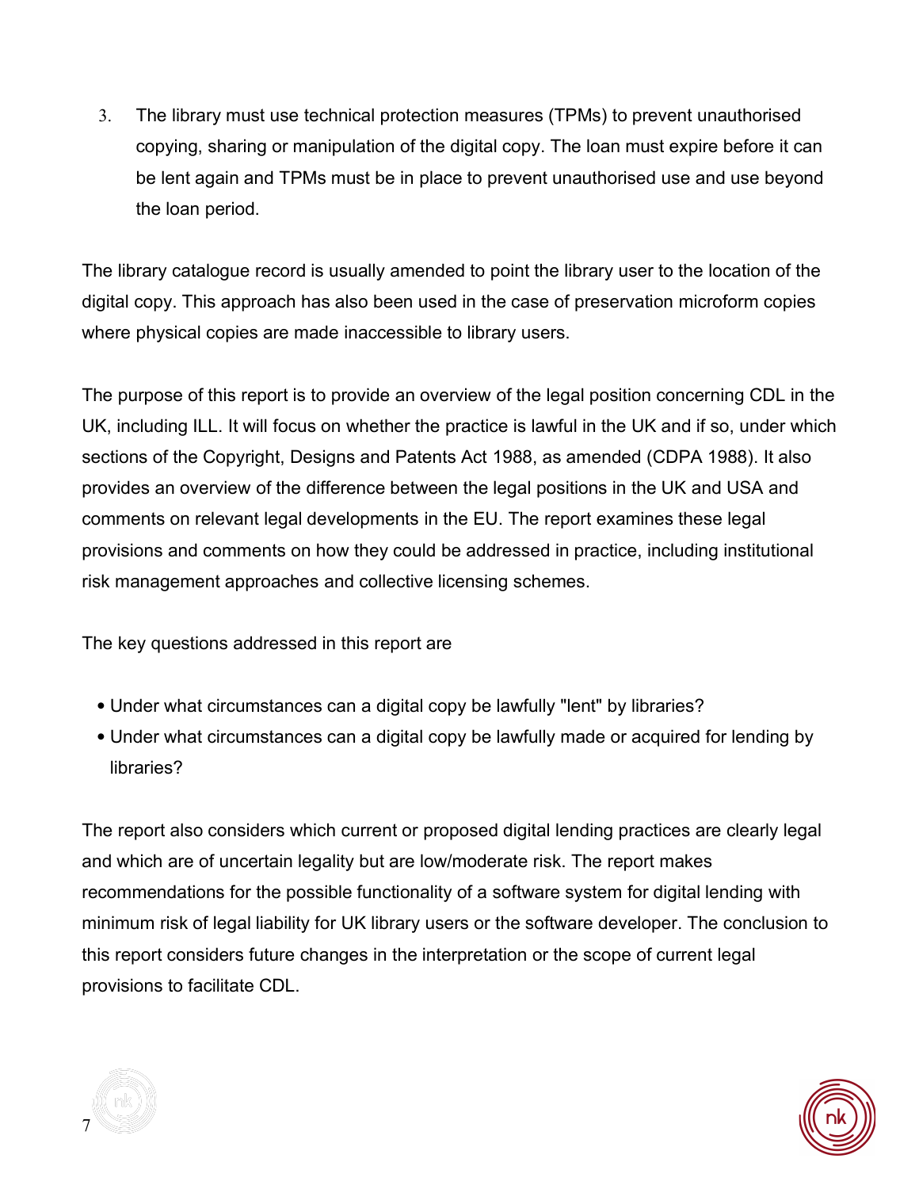3. The library must use technical protection measures (TPMs) to prevent unauthorised copying, sharing or manipulation of the digital copy. The loan must expire before it can be lent again and TPMs must be in place to prevent unauthorised use and use beyond the loan period.

The library catalogue record is usually amended to point the library user to the location of the digital copy. This approach has also been used in the case of preservation microform copies where physical copies are made inaccessible to library users.

The purpose of this report is to provide an overview of the legal position concerning CDL in the UK, including ILL. It will focus on whether the practice is lawful in the UK and if so, under which sections of the Copyright, Designs and Patents Act 1988, as amended (CDPA 1988). It also provides an overview of the difference between the legal positions in the UK and USA and comments on relevant legal developments in the EU. The report examines these legal provisions and comments on how they could be addressed in practice, including institutional risk management approaches and collective licensing schemes.

The key questions addressed in this report are

- Under what circumstances can a digital copy be lawfully "lent" by libraries?
- Under what circumstances can a digital copy be lawfully made or acquired for lending by libraries?

The report also considers which current or proposed digital lending practices are clearly legal and which are of uncertain legality but are low/moderate risk. The report makes recommendations for the possible functionality of a software system for digital lending with minimum risk of legal liability for UK library users or the software developer. The conclusion to this report considers future changes in the interpretation or the scope of current legal provisions to facilitate CDL.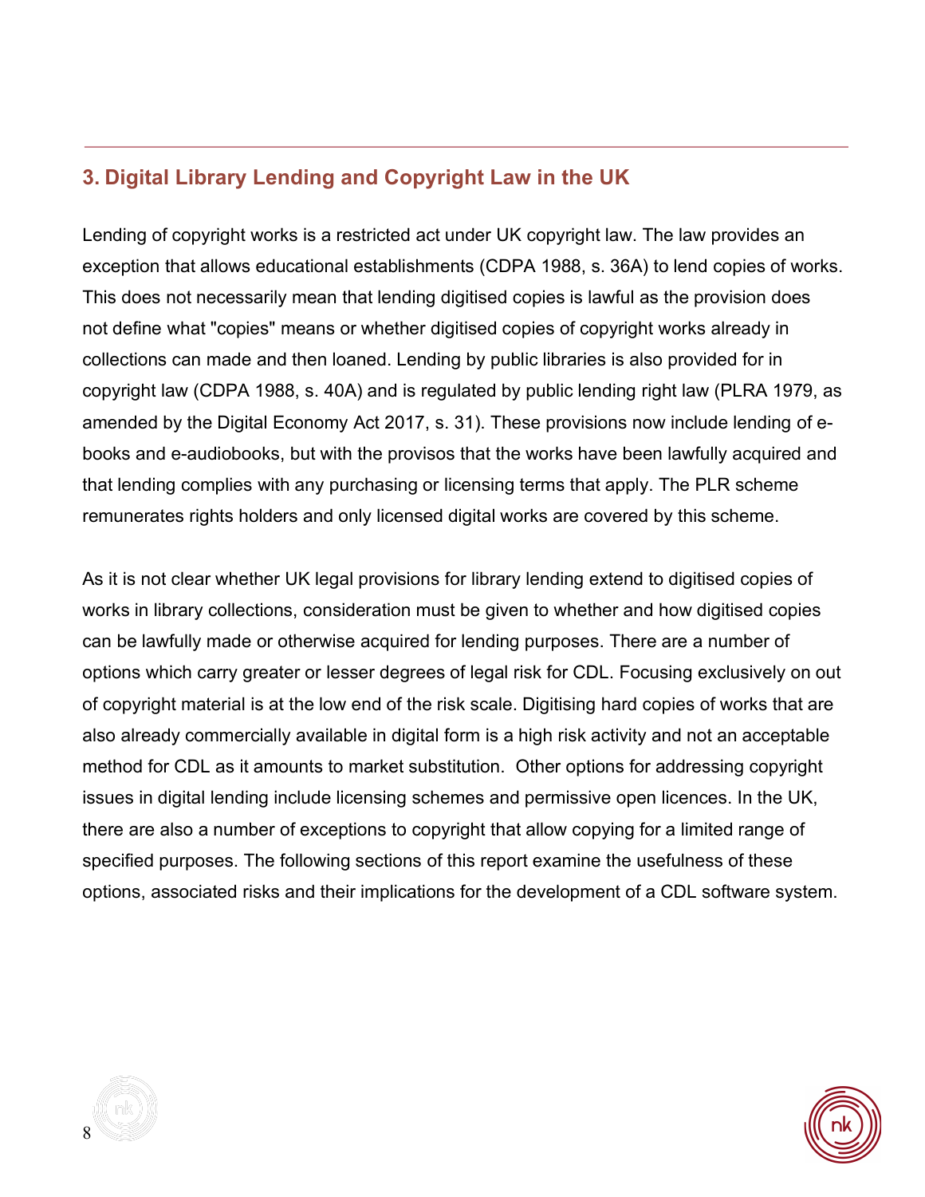## 3. Digital Library Lending and Copyright Law in the UK

Lending of copyright works is a restricted act under UK copyright law. The law provides an exception that allows educational establishments (CDPA 1988, s. 36A) to lend copies of works. This does not necessarily mean that lending digitised copies is lawful as the provision does not define what "copies" means or whether digitised copies of copyright works already in collections can made and then loaned. Lending by public libraries is also provided for in copyright law (CDPA 1988, s. 40A) and is regulated by public lending right law (PLRA 1979, as amended by the Digital Economy Act 2017, s. 31). These provisions now include lending of e-books and e-audiobooks, but with the provisos that the works have been lawfully acquired and that lending complies with any purchasing or licensing terms that apply. The PLR scheme remunerates rights holders and only licensed digital works are covered by this scheme.

As it is not clear whether UK legal provisions for library lending extend to digitised copies of works in library collections, consideration must be given to whether and how digitised copies can be lawfully made or otherwise acquired for lending purposes. There are a number of options which carry greater or lesser degrees of legal risk for CDL. Focusing exclusively on out of copyright material is at the low end of the risk scale. Digitising hard copies of works that are also already commercially available in digital form is a high risk activity and not an acceptable method for CDL as it amounts to market substitution. Other options for addressing copyright issues in digital lending include licensing schemes and permissive open licences. In the UK, there are also a number of exceptions to copyright that allow copying for a limited range of specified purposes. The following sections of this report examine the usefulness of these options, associated risks and their implications for the development of a CDL software system.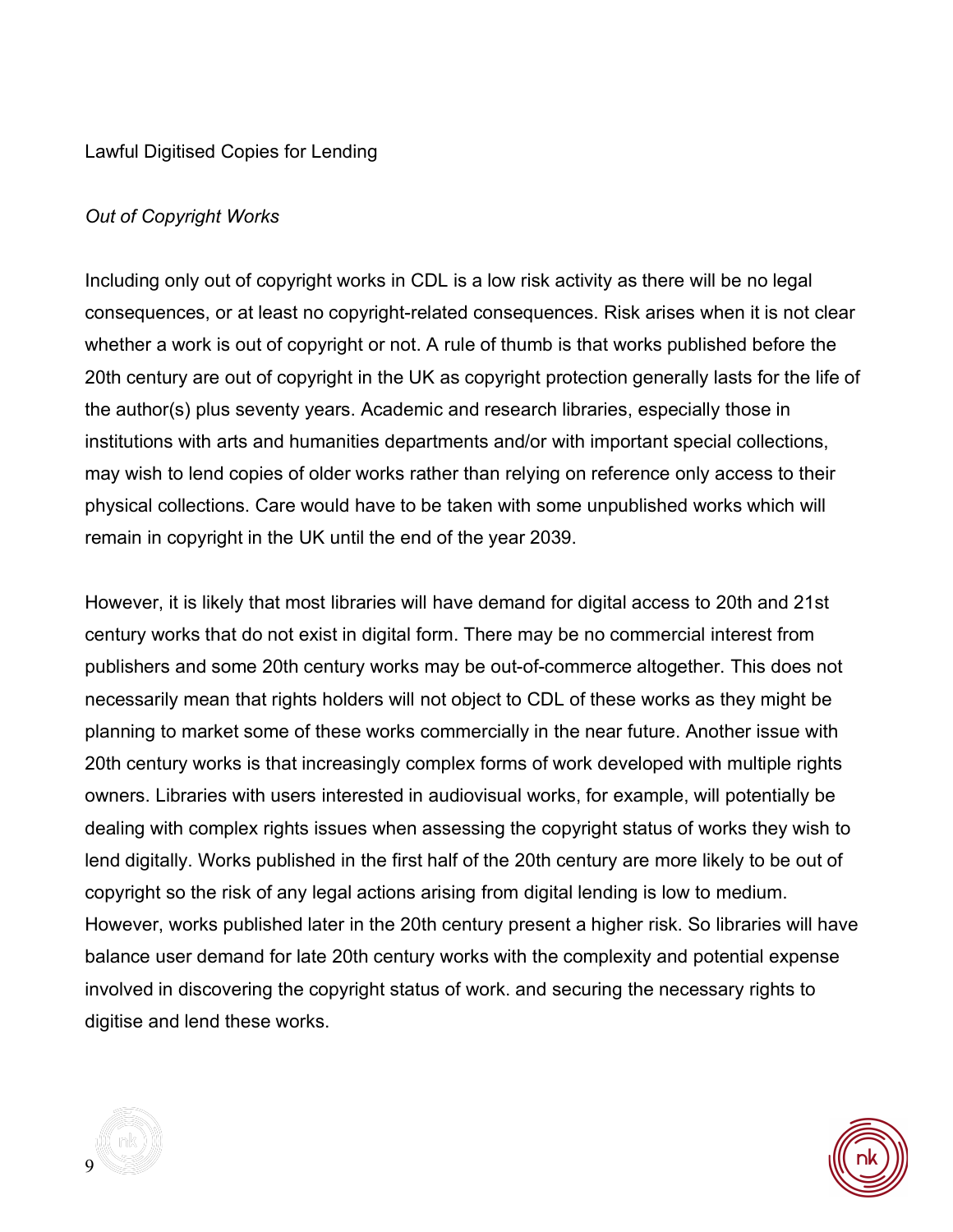## Lawful Digitised Copies for Lending

### *Out of Copyright Works*

Including only out of copyright works in CDL is a low risk activity as there will be no legal consequences, or at least no copyright-related consequences. Risk arises when it is not clear whether a work is out of copyright or not. A rule of thumb is that works published before the 20th century are out of copyright in the UK as copyright protection generally lasts for the life of the author(s) plus seventy years. Academic and research libraries, especially those in institutions with arts and humanities departments and/or with important special collections, may wish to lend copies of older works rather than relying on reference only access to their physical collections. Care would have to be taken with some unpublished works which will remain in copyright in the UK until the end of the year 2039.

However, it is likely that most libraries will have demand for digital access to 20th and 21st century works that do not exist in digital form. There may be no commercial interest from publishers and some 20th century works may be out-of-commerce altogether. This does not necessarily mean that rights holders will not object to CDL of these works as they might be planning to market some of these works commercially in the near future. Another issue with 20th century works is that increasingly complex forms of work developed with multiple rights owners. Libraries with users interested in audiovisual works, for example, will potentially be dealing with complex rights issues when assessing the copyright status of works they wish to lend digitally. Works published in the first half of the 20th century are more likely to be out of copyright so the risk of any legal actions arising from digital lending is low to medium. However, works published later in the 20th century present a higher risk. So libraries will have balance user demand for late 20th century works with the complexity and potential expense involved in discovering the copyright status of work. and securing the necessary rights to digitise and lend these works.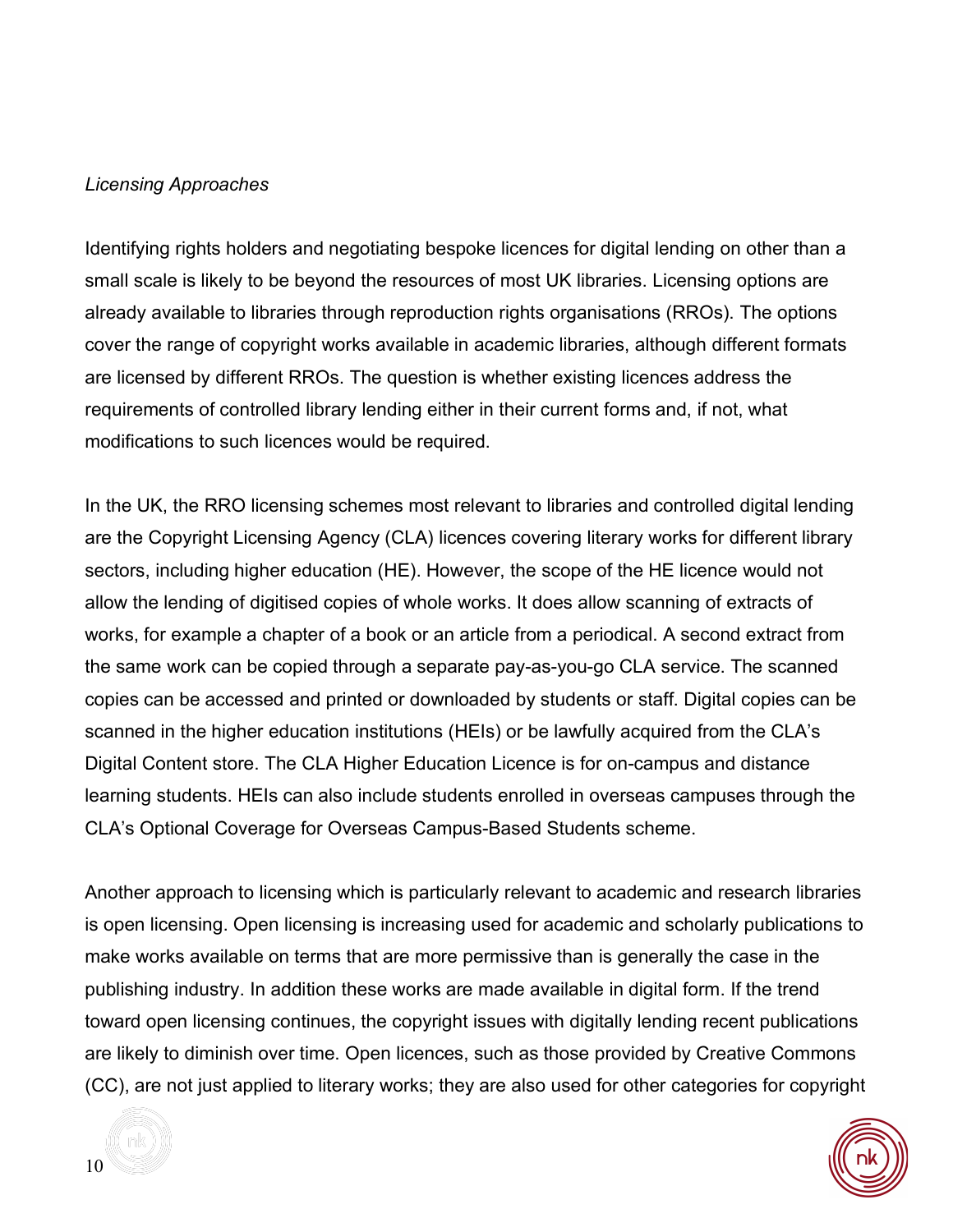*Licensing Approaches*

Identifying rights holders and negotiating bespoke licences for digital lending on other than a small scale is likely to be beyond the resources of most UK libraries. Licensing options are already available to libraries through reproduction rights organisations (RROs). The options cover the range of copyright works available in academic libraries, although different formats are licensed by different RROs. The question is whether existing licences address the requirements of controlled library lending either in their current forms and, if not, what modifications to such licences would be required.

In the UK, the RRO licensing schemes most relevant to libraries and controlled digital lending are the Copyright Licensing Agency (CLA) licences covering literary works for different library sectors, including higher education (HE). However, the scope of the HE licence would not allow the lending of digitised copies of whole works. It does allow scanning of extracts of works, for example a chapter of a book or an article from a periodical. A second extract from the same work can be copied through a separate pay-as-you-go CLA service. The scanned copies can be accessed and printed or downloaded by students or staff. Digital copies can be scanned in the higher education institutions (HEIs) or be lawfully acquired from the CLA's Digital Content store. The CLA Higher Education Licence is for on-campus and distance learning students. HEIs can also include students enrolled in overseas campuses through the CLA's Optional Coverage for Overseas Campus-Based Students scheme.

Another approach to licensing which is particularly relevant to academic and research libraries is open licensing. Open licensing is increasing used for academic and scholarly publications to make works available on terms that are more permissive than is generally the case in the publishing industry. In addition these works are made available in digital form. If the trend toward open licensing continues, the copyright issues with digitally lending recent publications are likely to diminish over time. Open licences, such as those provided by Creative Commons (CC), are not just applied to literary works; they are also used for other categories for copyright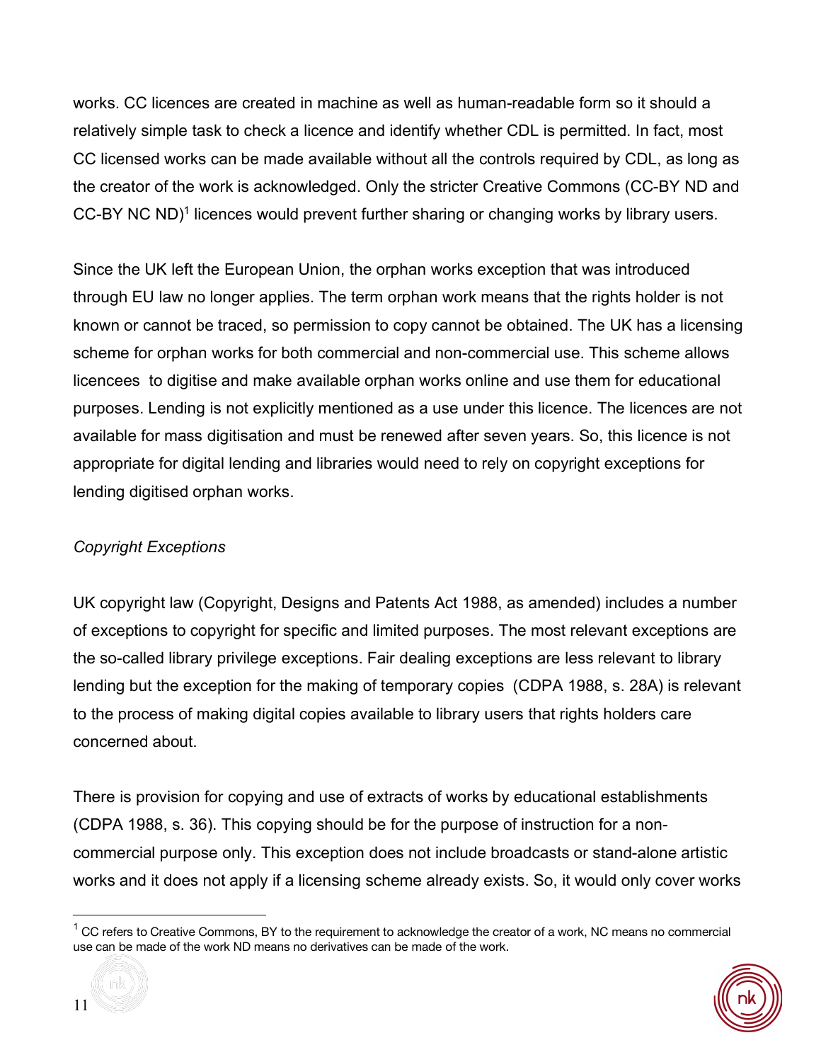works. CC licences are created in machine as well as human-readable form so it should a relatively simple task to check a licence and identify whether CDL is permitted. In fact, most CC licensed works can be made available without all the controls required by CDL, as long as the creator of the work is acknowledged. Only the stricter Creative Commons (CC-BY ND and CC-BY NC ND)[1] licences would prevent further sharing or changing works by library users.

Since the UK left the European Union, the orphan works exception that was introduced through EU law no longer applies. The term orphan work means that the rights holder is not known or cannot be traced, so permission to copy cannot be obtained. The UK has a licensing scheme for orphan works for both commercial and non-commercial use. This scheme allows licencees to digitise and make available orphan works online and use them for educational purposes. Lending is not explicitly mentioned as a use under this licence. The licences are not available for mass digitisation and must be renewed after seven years. So, this licence is not appropriate for digital lending and libraries would need to rely on copyright exceptions for lending digitised orphan works.

*Copyright Exceptions*

UK copyright law (Copyright, Designs and Patents Act 1988, as amended) includes a number of exceptions to copyright for specific and limited purposes. The most relevant exceptions are the so-called library privilege exceptions. Fair dealing exceptions are less relevant to library lending but the exception for the making of temporary copies (CDPA 1988, s. 28A) is relevant to the process of making digital copies available to library users that rights holders care concerned about.

There is provision for copying and use of extracts of works by educational establishments (CDPA 1988, s. 36). This copying should be for the purpose of instruction for a non-commercial purpose only. This exception does not include broadcasts or stand-alone artistic works and it does not apply if a licensing scheme already exists. So, it would only cover works

[1] CC refers to Creative Commons, BY to the requirement to acknowledge the creator of a work, NC means no commercial use can be made of the work ND means no derivatives can be made of the work.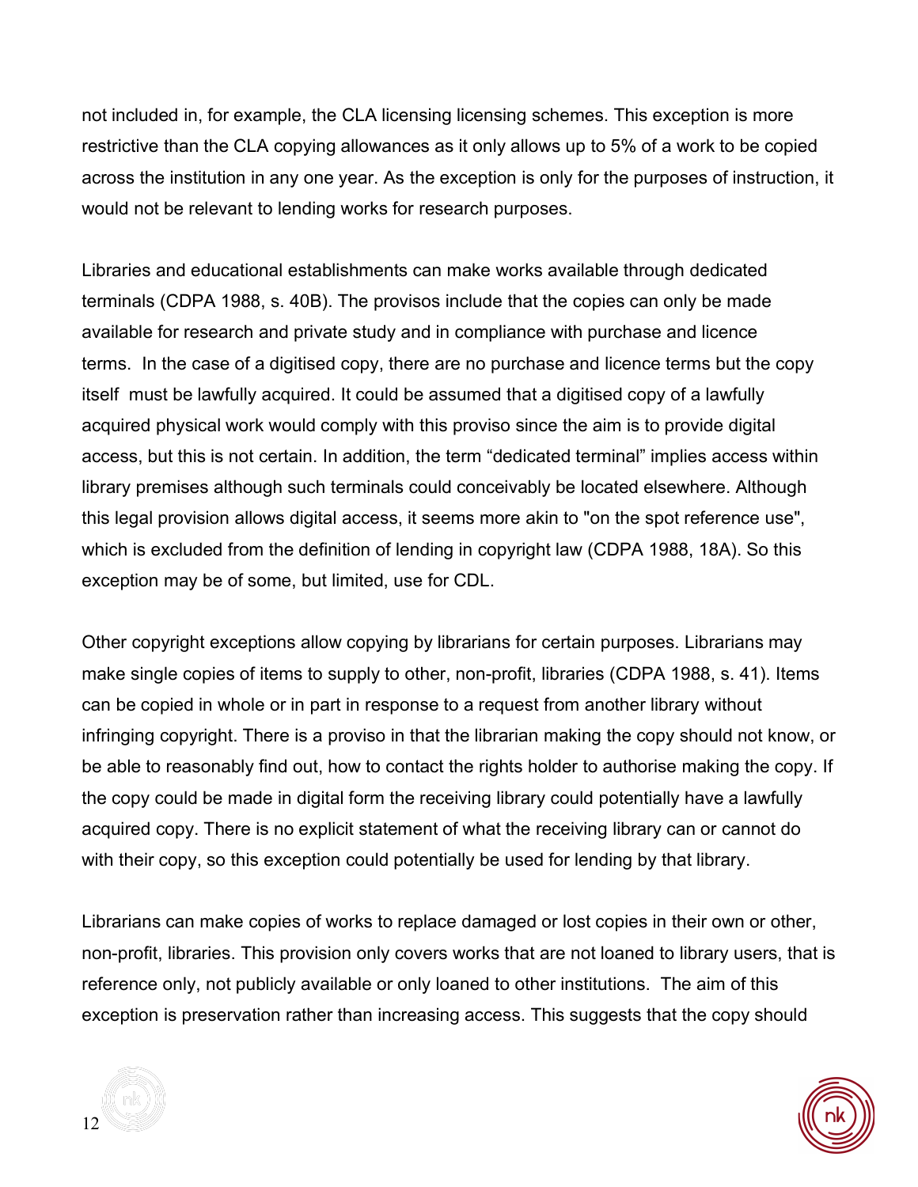not included in, for example, the CLA licensing licensing schemes. This exception is more restrictive than the CLA copying allowances as it only allows up to 5% of a work to be copied across the institution in any one year. As the exception is only for the purposes of instruction, it would not be relevant to lending works for research purposes.

Libraries and educational establishments can make works available through dedicated terminals (CDPA 1988, s. 40B). The provisos include that the copies can only be made available for research and private study and in compliance with purchase and licence terms. In the case of a digitised copy, there are no purchase and licence terms but the copy itself must be lawfully acquired. It could be assumed that a digitised copy of a lawfully acquired physical work would comply with this proviso since the aim is to provide digital access, but this is not certain. In addition, the term "dedicated terminal" implies access within library premises although such terminals could conceivably be located elsewhere. Although this legal provision allows digital access, it seems more akin to "on the spot reference use", which is excluded from the definition of lending in copyright law (CDPA 1988, 18A). So this exception may be of some, but limited, use for CDL.

Other copyright exceptions allow copying by librarians for certain purposes. Librarians may make single copies of items to supply to other, non-profit, libraries (CDPA 1988, s. 41). Items can be copied in whole or in part in response to a request from another library without infringing copyright. There is a proviso in that the librarian making the copy should not know, or be able to reasonably find out, how to contact the rights holder to authorise making the copy. If the copy could be made in digital form the receiving library could potentially have a lawfully acquired copy. There is no explicit statement of what the receiving library can or cannot do with their copy, so this exception could potentially be used for lending by that library.

Librarians can make copies of works to replace damaged or lost copies in their own or other, non-profit, libraries. This provision only covers works that are not loaned to library users, that is reference only, not publicly available or only loaned to other institutions. The aim of this exception is preservation rather than increasing access. This suggests that the copy should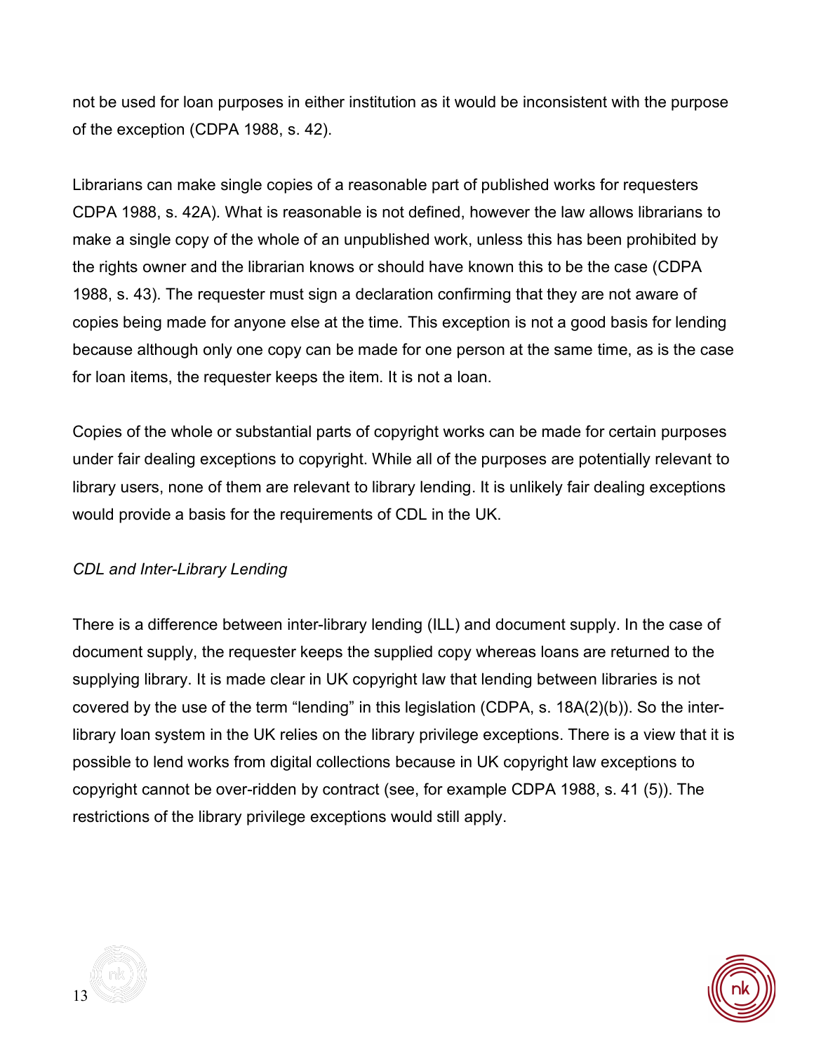not be used for loan purposes in either institution as it would be inconsistent with the purpose of the exception (CDPA 1988, s. 42).

Librarians can make single copies of a reasonable part of published works for requesters CDPA 1988, s. 42A). What is reasonable is not defined, however the law allows librarians to make a single copy of the whole of an unpublished work, unless this has been prohibited by the rights owner and the librarian knows or should have known this to be the case (CDPA 1988, s. 43). The requester must sign a declaration confirming that they are not aware of copies being made for anyone else at the time. This exception is not a good basis for lending because although only one copy can be made for one person at the same time, as is the case for loan items, the requester keeps the item. It is not a loan.

Copies of the whole or substantial parts of copyright works can be made for certain purposes under fair dealing exceptions to copyright. While all of the purposes are potentially relevant to library users, none of them are relevant to library lending. It is unlikely fair dealing exceptions would provide a basis for the requirements of CDL in the UK.

*CDL and Inter-Library Lending*

There is a difference between inter-library lending (ILL) and document supply. In the case of document supply, the requester keeps the supplied copy whereas loans are returned to the supplying library. It is made clear in UK copyright law that lending between libraries is not covered by the use of the term "lending" in this legislation (CDPA, s. 18A(2)(b)). So the inter-library loan system in the UK relies on the library privilege exceptions. There is a view that it is possible to lend works from digital collections because in UK copyright law exceptions to copyright cannot be over-ridden by contract (see, for example CDPA 1988, s. 41 (5)). The restrictions of the library privilege exceptions would still apply.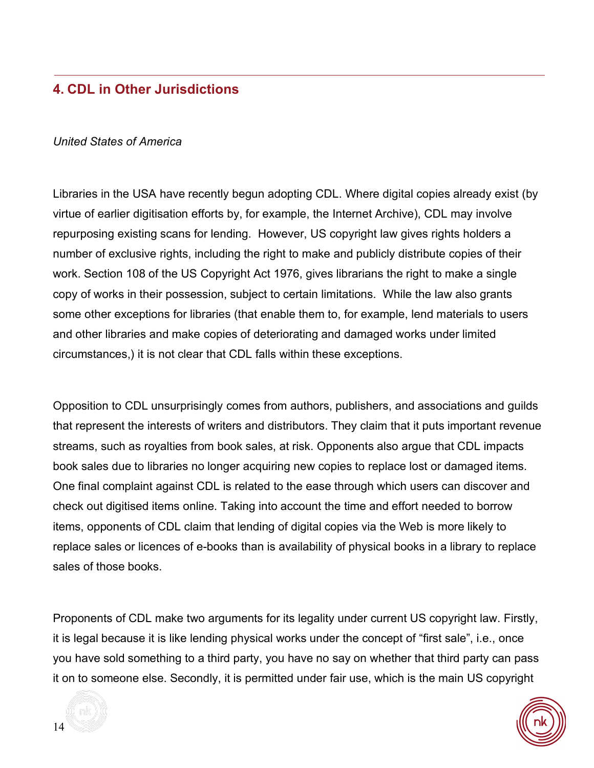## 4. CDL in Other Jurisdictions

*United States of America*

Libraries in the USA have recently begun adopting CDL. Where digital copies already exist (by virtue of earlier digitisation efforts by, for example, the Internet Archive), CDL may involve repurposing existing scans for lending. However, US copyright law gives rights holders a number of exclusive rights, including the right to make and publicly distribute copies of their work. Section 108 of the US Copyright Act 1976, gives librarians the right to make a single copy of works in their possession, subject to certain limitations. While the law also grants some other exceptions for libraries (that enable them to, for example, lend materials to users and other libraries and make copies of deteriorating and damaged works under limited circumstances,) it is not clear that CDL falls within these exceptions.

Opposition to CDL unsurprisingly comes from authors, publishers, and associations and guilds that represent the interests of writers and distributors. They claim that it puts important revenue streams, such as royalties from book sales, at risk. Opponents also argue that CDL impacts book sales due to libraries no longer acquiring new copies to replace lost or damaged items. One final complaint against CDL is related to the ease through which users can discover and check out digitised items online. Taking into account the time and effort needed to borrow items, opponents of CDL claim that lending of digital copies via the Web is more likely to replace sales or licences of e-books than is availability of physical books in a library to replace sales of those books.

Proponents of CDL make two arguments for its legality under current US copyright law. Firstly, it is legal because it is like lending physical works under the concept of "first sale", i.e., once you have sold something to a third party, you have no say on whether that third party can pass it on to someone else. Secondly, it is permitted under fair use, which is the main US copyright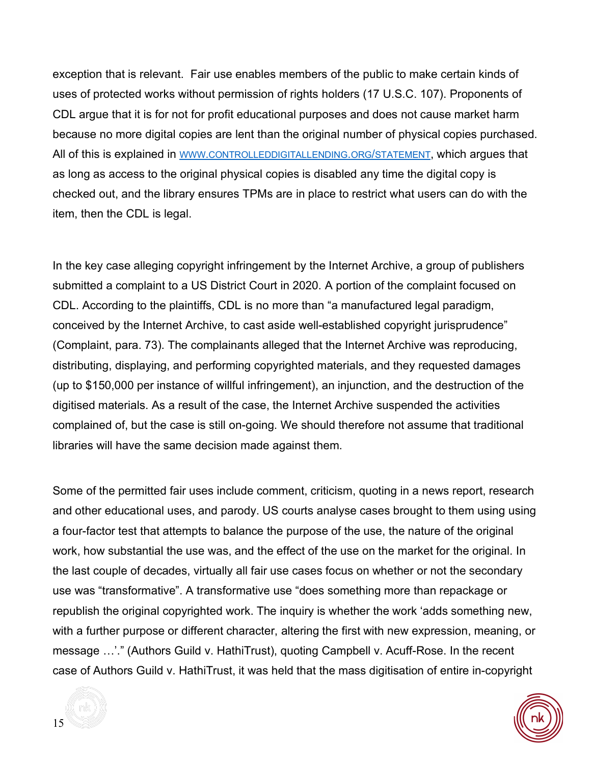exception that is relevant. Fair use enables members of the public to make certain kinds of uses of protected works without permission of rights holders (17 U.S.C. 107). Proponents of CDL argue that it is for not for profit educational purposes and does not cause market harm because no more digital copies are lent than the original number of physical copies purchased. All of this is explained in WWW.CONTROLLEDDIGITALLENDING.ORG/STATEMENT, which argues that as long as access to the original physical copies is disabled any time the digital copy is checked out, and the library ensures TPMs are in place to restrict what users can do with the item, then the CDL is legal.

In the key case alleging copyright infringement by the Internet Archive, a group of publishers submitted a complaint to a US District Court in 2020. A portion of the complaint focused on CDL. According to the plaintiffs, CDL is no more than "a manufactured legal paradigm, conceived by the Internet Archive, to cast aside well-established copyright jurisprudence" (Complaint, para. 73). The complainants alleged that the Internet Archive was reproducing, distributing, displaying, and performing copyrighted materials, and they requested damages (up to $150,000 per instance of willful infringement), an injunction, and the destruction of the digitised materials. As a result of the case, the Internet Archive suspended the activities complained of, but the case is still on-going. We should therefore not assume that traditional libraries will have the same decision made against them.

Some of the permitted fair uses include comment, criticism, quoting in a news report, research and other educational uses, and parody. US courts analyse cases brought to them using using a four-factor test that attempts to balance the purpose of the use, the nature of the original work, how substantial the use was, and the effect of the use on the market for the original. In the last couple of decades, virtually all fair use cases focus on whether or not the secondary use was "transformative". A transformative use "does something more than repackage or republish the original copyrighted work. The inquiry is whether the work 'adds something new, with a further purpose or different character, altering the first with new expression, meaning, or message …'." (Authors Guild v. HathiTrust), quoting Campbell v. Acuff-Rose. In the recent case of Authors Guild v. HathiTrust, it was held that the mass digitisation of entire in-copyright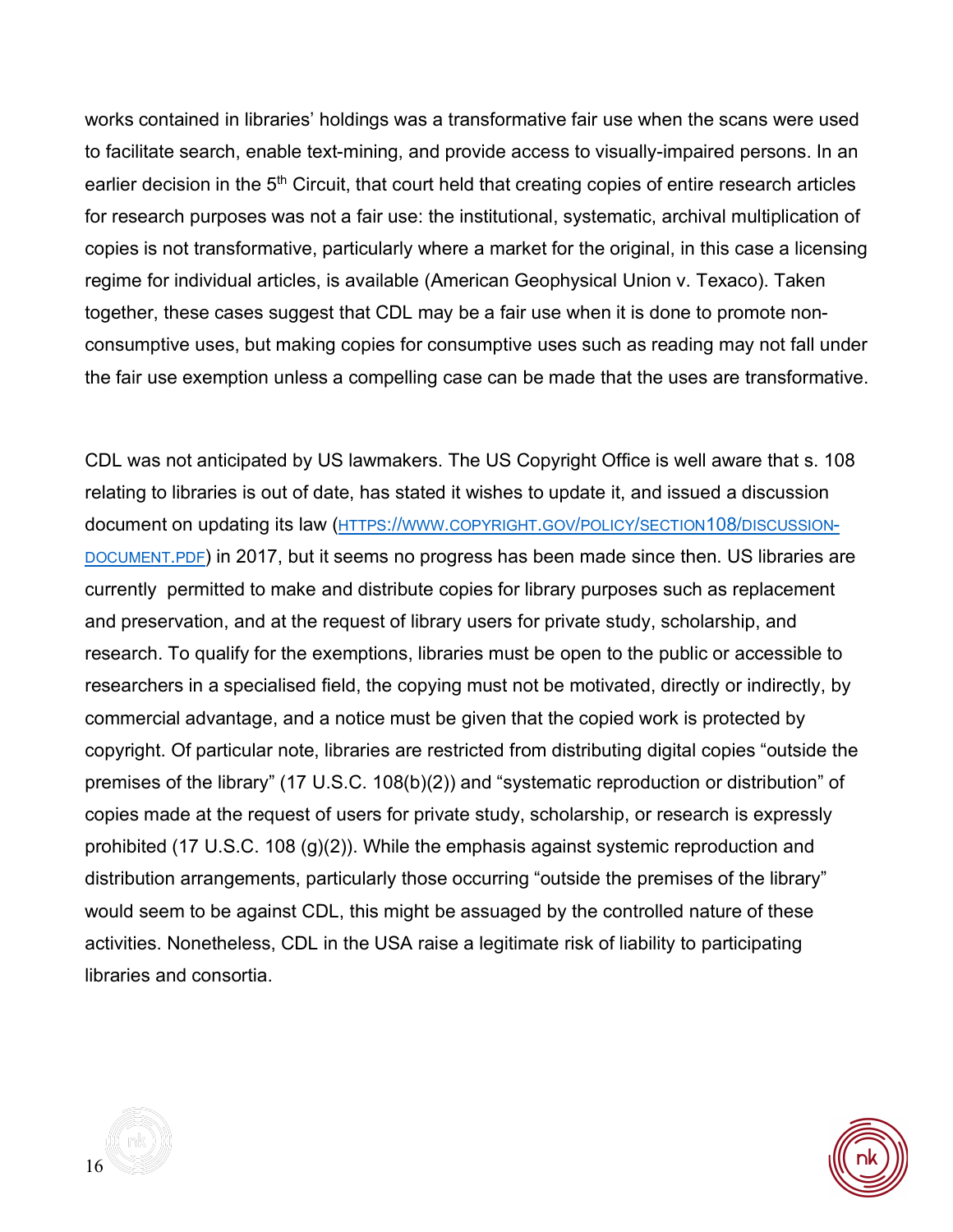works contained in libraries' holdings was a transformative fair use when the scans were used to facilitate search, enable text-mining, and provide access to visually-impaired persons. In an earlier decision in the 5th Circuit, that court held that creating copies of entire research articles for research purposes was not a fair use: the institutional, systematic, archival multiplication of copies is not transformative, particularly where a market for the original, in this case a licensing regime for individual articles, is available (American Geophysical Union v. Texaco). Taken together, these cases suggest that CDL may be a fair use when it is done to promote non-consumptive uses, but making copies for consumptive uses such as reading may not fall under the fair use exemption unless a compelling case can be made that the uses are transformative.

CDL was not anticipated by US lawmakers. The US Copyright Office is well aware that s. 108 relating to libraries is out of date, has stated it wishes to update it, and issued a discussion document on updating its law (HTTPS://WWW.COPYRIGHT.GOV/POLICY/SECTION108/DISCUSSION-DOCUMENT.PDF) in 2017, but it seems no progress has been made since then. US libraries are currently permitted to make and distribute copies for library purposes such as replacement and preservation, and at the request of library users for private study, scholarship, and research. To qualify for the exemptions, libraries must be open to the public or accessible to researchers in a specialised field, the copying must not be motivated, directly or indirectly, by commercial advantage, and a notice must be given that the copied work is protected by copyright. Of particular note, libraries are restricted from distributing digital copies "outside the premises of the library" (17 U.S.C. 108(b)(2)) and "systematic reproduction or distribution" of copies made at the request of users for private study, scholarship, or research is expressly prohibited (17 U.S.C. 108 (g)(2)). While the emphasis against systemic reproduction and distribution arrangements, particularly those occurring "outside the premises of the library" would seem to be against CDL, this might be assuaged by the controlled nature of these activities. Nonetheless, CDL in the USA raise a legitimate risk of liability to participating libraries and consortia.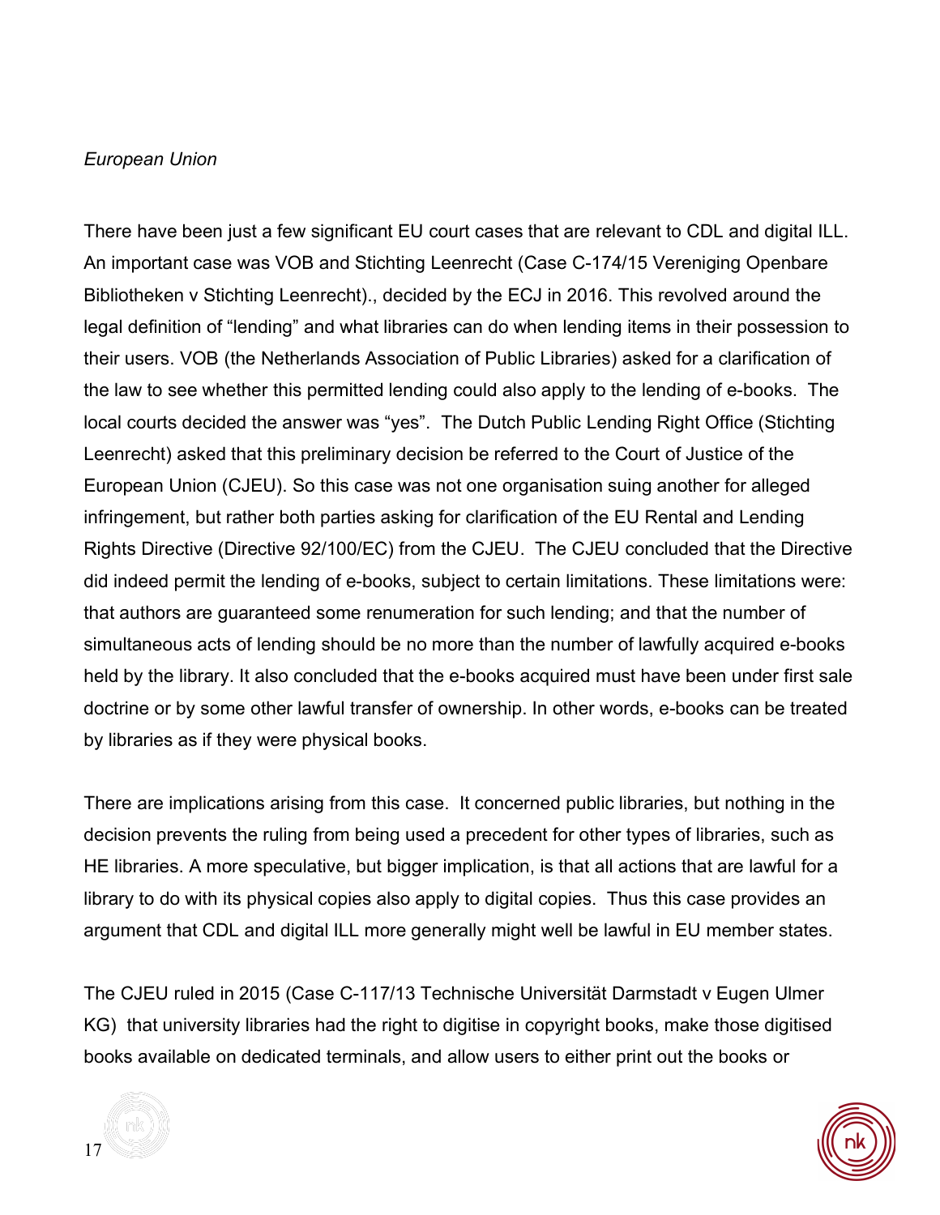*European Union*

There have been just a few significant EU court cases that are relevant to CDL and digital ILL. An important case was VOB and Stichting Leenrecht (Case C-174/15 Vereniging Openbare Bibliotheken v Stichting Leenrecht)., decided by the ECJ in 2016. This revolved around the legal definition of "lending" and what libraries can do when lending items in their possession to their users. VOB (the Netherlands Association of Public Libraries) asked for a clarification of the law to see whether this permitted lending could also apply to the lending of e-books. The local courts decided the answer was "yes". The Dutch Public Lending Right Office (Stichting Leenrecht) asked that this preliminary decision be referred to the Court of Justice of the European Union (CJEU). So this case was not one organisation suing another for alleged infringement, but rather both parties asking for clarification of the EU Rental and Lending Rights Directive (Directive 92/100/EC) from the CJEU. The CJEU concluded that the Directive did indeed permit the lending of e-books, subject to certain limitations. These limitations were: that authors are guaranteed some renumeration for such lending; and that the number of simultaneous acts of lending should be no more than the number of lawfully acquired e-books held by the library. It also concluded that the e-books acquired must have been under first sale doctrine or by some other lawful transfer of ownership. In other words, e-books can be treated by libraries as if they were physical books.

There are implications arising from this case. It concerned public libraries, but nothing in the decision prevents the ruling from being used a precedent for other types of libraries, such as HE libraries. A more speculative, but bigger implication, is that all actions that are lawful for a library to do with its physical copies also apply to digital copies. Thus this case provides an argument that CDL and digital ILL more generally might well be lawful in EU member states.

The CJEU ruled in 2015 (Case C-117/13 Technische Universität Darmstadt v Eugen Ulmer KG) that university libraries had the right to digitise in copyright books, make those digitised books available on dedicated terminals, and allow users to either print out the books or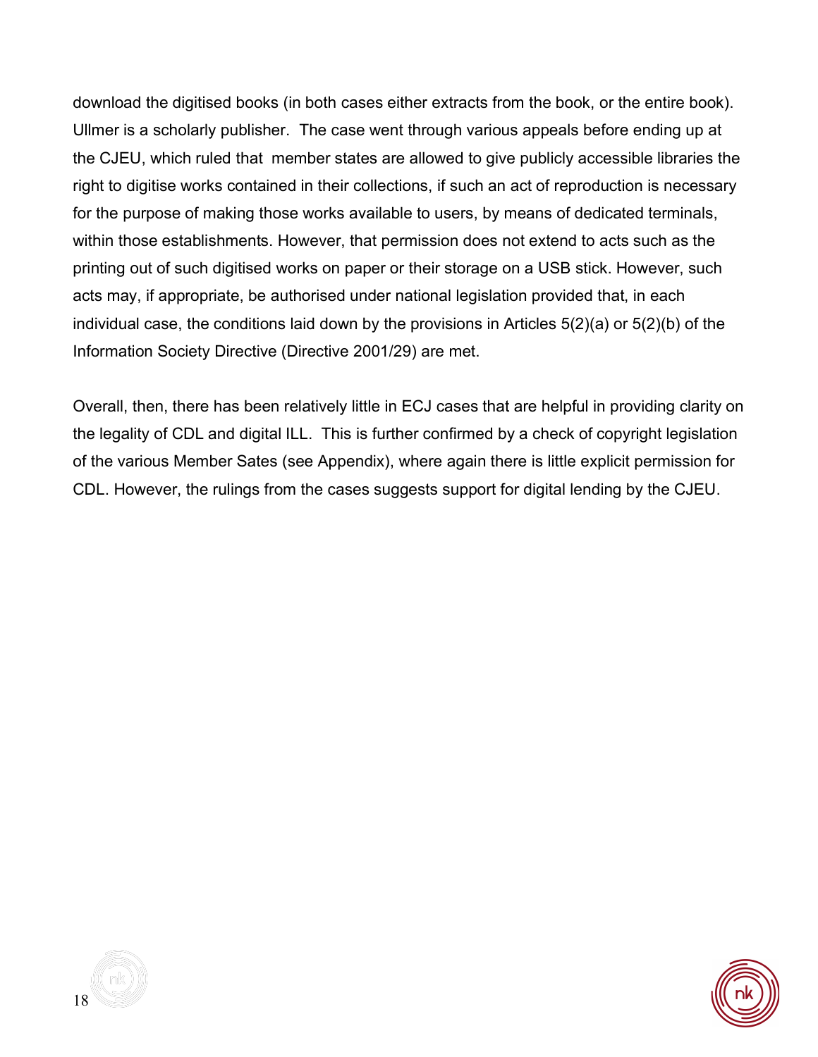download the digitised books (in both cases either extracts from the book, or the entire book). Ullmer is a scholarly publisher. The case went through various appeals before ending up at the CJEU, which ruled that member states are allowed to give publicly accessible libraries the right to digitise works contained in their collections, if such an act of reproduction is necessary for the purpose of making those works available to users, by means of dedicated terminals, within those establishments. However, that permission does not extend to acts such as the printing out of such digitised works on paper or their storage on a USB stick. However, such acts may, if appropriate, be authorised under national legislation provided that, in each individual case, the conditions laid down by the provisions in Articles 5(2)(a) or 5(2)(b) of the Information Society Directive (Directive 2001/29) are met.

Overall, then, there has been relatively little in ECJ cases that are helpful in providing clarity on the legality of CDL and digital ILL. This is further confirmed by a check of copyright legislation of the various Member Sates (see Appendix), where again there is little explicit permission for CDL. However, the rulings from the cases suggests support for digital lending by the CJEU.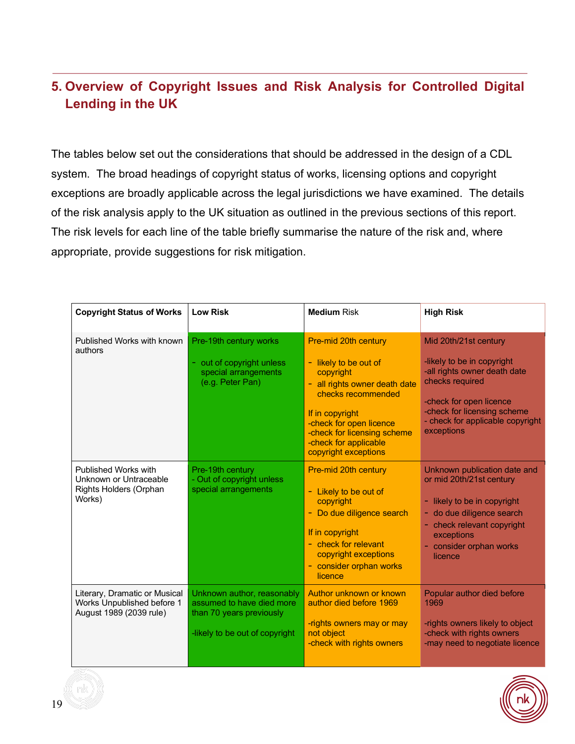## 5. Overview of Copyright Issues and Risk Analysis for Controlled Digital Lending in the UK

The tables below set out the considerations that should be addressed in the design of a CDL system. The broad headings of copyright status of works, licensing options and copyright exceptions are broadly applicable across the legal jurisdictions we have examined. The details of the risk analysis apply to the UK situation as outlined in the previous sections of this report. The risk levels for each line of the table briefly summarise the nature of the risk and, where appropriate, provide suggestions for risk mitigation.

| **Copyright Status of Works** | **Low Risk** | **Medium** Risk | **High Risk** |
|---|---|---|---|
| Published Works with known authors | Pre-19th century works<br><br>- out of copyright unless special arrangements (e.g. Peter Pan) | Pre-mid 20th century<br><br>- likely to be out of copyright<br>- all rights owner death date checks recommended<br><br>If in copyright<br>-check for open licence<br>-check for licensing scheme<br>-check for applicable copyright exceptions | Mid 20th/21st century<br><br>-likely to be in copyright<br>-all rights owner death date checks required<br><br>-check for open licence<br>-check for licensing scheme<br>- check for applicable copyright exceptions |
| Published Works with Unknown or Untraceable Rights Holders (Orphan Works) | Pre-19th century<br>- Out of copyright unless special arrangements | Pre-mid 20th century<br><br>- Likely to be out of copyright<br>- Do due diligence search<br><br>If in copyright<br>- check for relevant copyright exceptions<br>- consider orphan works licence | Unknown publication date and or mid 20th/21st century<br><br>- likely to be in copyright<br>- do due diligence search<br>- check relevant copyright exceptions<br>- consider orphan works licence |
| Literary, Dramatic or Musical Works Unpublished before 1 August 1989 (2039 rule) | Unknown author, reasonably assumed to have died more than 70 years previously<br><br>-likely to be out of copyright | Author unknown or known author died before 1969<br><br>-rights owners may or may not object<br>-check with rights owners | Popular author died before 1969<br><br>-rights owners likely to object<br>-check with rights owners<br>-may need to negotiate licence |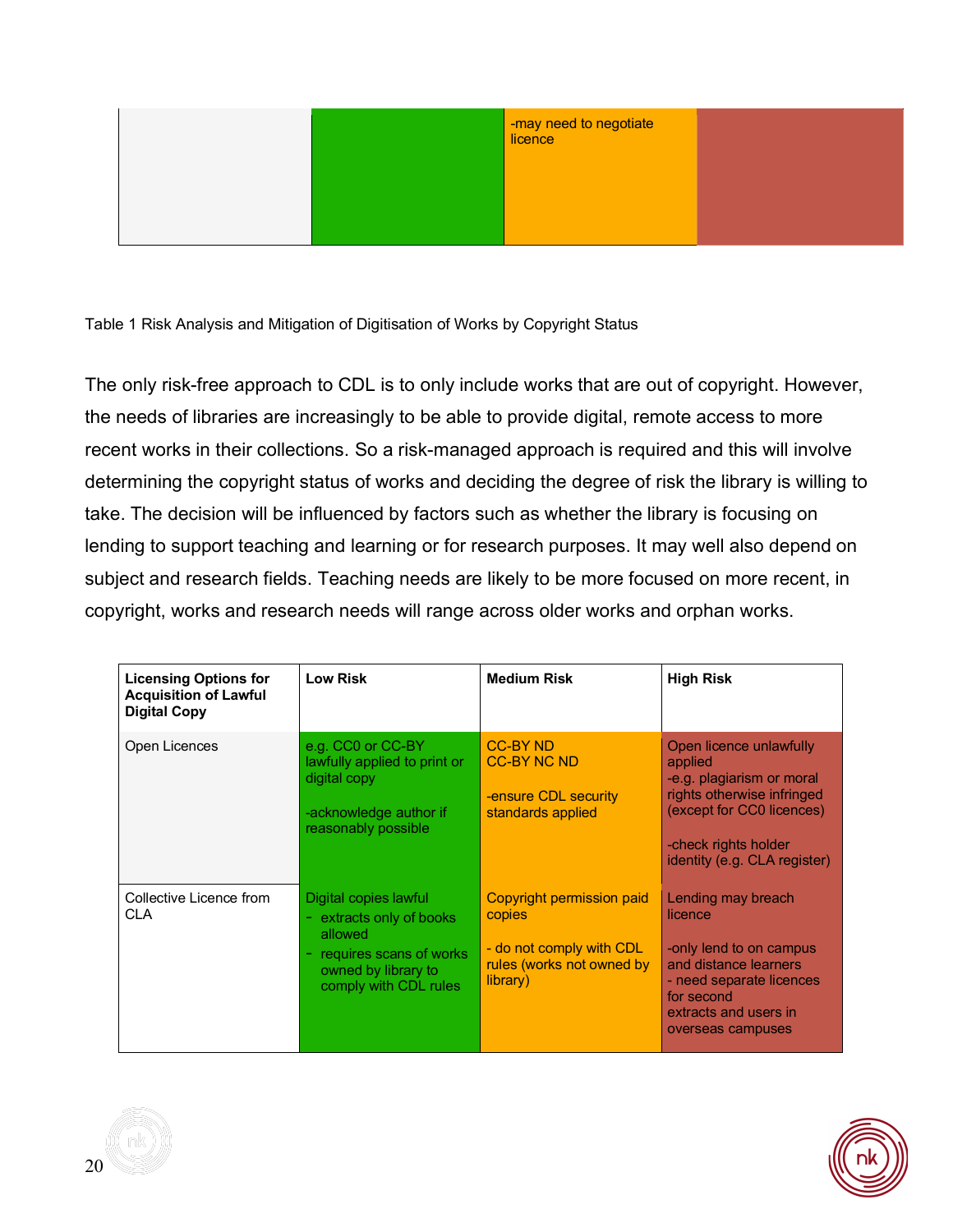| | | | |
|---|---|---|---|
| | | -may need to negotiate licence | |

Table 1 Risk Analysis and Mitigation of Digitisation of Works by Copyright Status

The only risk-free approach to CDL is to only include works that are out of copyright. However, the needs of libraries are increasingly to be able to provide digital, remote access to more recent works in their collections. So a risk-managed approach is required and this will involve determining the copyright status of works and deciding the degree of risk the library is willing to take. The decision will be influenced by factors such as whether the library is focusing on lending to support teaching and learning or for research purposes. It may well also depend on subject and research fields. Teaching needs are likely to be more focused on more recent, in copyright, works and research needs will range across older works and orphan works.

| **Licensing Options for Acquisition of Lawful Digital Copy** | **Low Risk** | **Medium Risk** | **High Risk** |
|---|---|---|---|
| Open Licences | e.g. CC0 or CC-BY lawfully applied to print or digital copy<br><br>-acknowledge author if reasonably possible | CC-BY ND<br>CC-BY NC ND<br><br>-ensure CDL security standards applied | Open licence unlawfully applied<br>-e.g. plagiarism or moral rights otherwise infringed (except for CC0 licences)<br><br>-check rights holder identity (e.g. CLA register) |
| Collective Licence from CLA | Digital copies lawful<br>- extracts only of books allowed<br>- requires scans of works owned by library to comply with CDL rules | Copyright permission paid copies<br><br>- do not comply with CDL rules (works not owned by library) | Lending may breach licence<br><br>-only lend to on campus and distance learners<br>- need separate licences for second extracts and users in overseas campuses |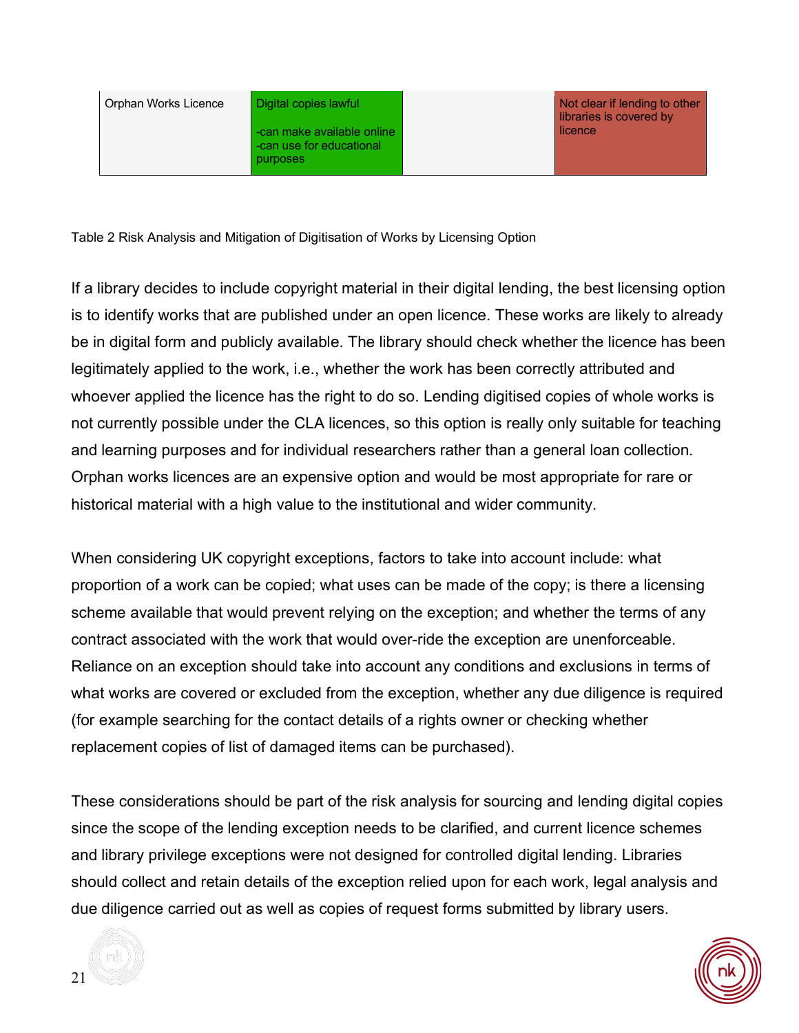| Orphan Works Licence | Digital copies lawful<br><br>-can make available online<br>-can use for educational purposes | | Not clear if lending to other libraries is covered by licence |
|---|---|---|---|

Table 2 Risk Analysis and Mitigation of Digitisation of Works by Licensing Option

If a library decides to include copyright material in their digital lending, the best licensing option is to identify works that are published under an open licence. These works are likely to already be in digital form and publicly available. The library should check whether the licence has been legitimately applied to the work, i.e., whether the work has been correctly attributed and whoever applied the licence has the right to do so. Lending digitised copies of whole works is not currently possible under the CLA licences, so this option is really only suitable for teaching and learning purposes and for individual researchers rather than a general loan collection. Orphan works licences are an expensive option and would be most appropriate for rare or historical material with a high value to the institutional and wider community.

When considering UK copyright exceptions, factors to take into account include: what proportion of a work can be copied; what uses can be made of the copy; is there a licensing scheme available that would prevent relying on the exception; and whether the terms of any contract associated with the work that would over-ride the exception are unenforceable. Reliance on an exception should take into account any conditions and exclusions in terms of what works are covered or excluded from the exception, whether any due diligence is required (for example searching for the contact details of a rights owner or checking whether replacement copies of list of damaged items can be purchased).

These considerations should be part of the risk analysis for sourcing and lending digital copies since the scope of the lending exception needs to be clarified, and current licence schemes and library privilege exceptions were not designed for controlled digital lending. Libraries should collect and retain details of the exception relied upon for each work, legal analysis and due diligence carried out as well as copies of request forms submitted by library users.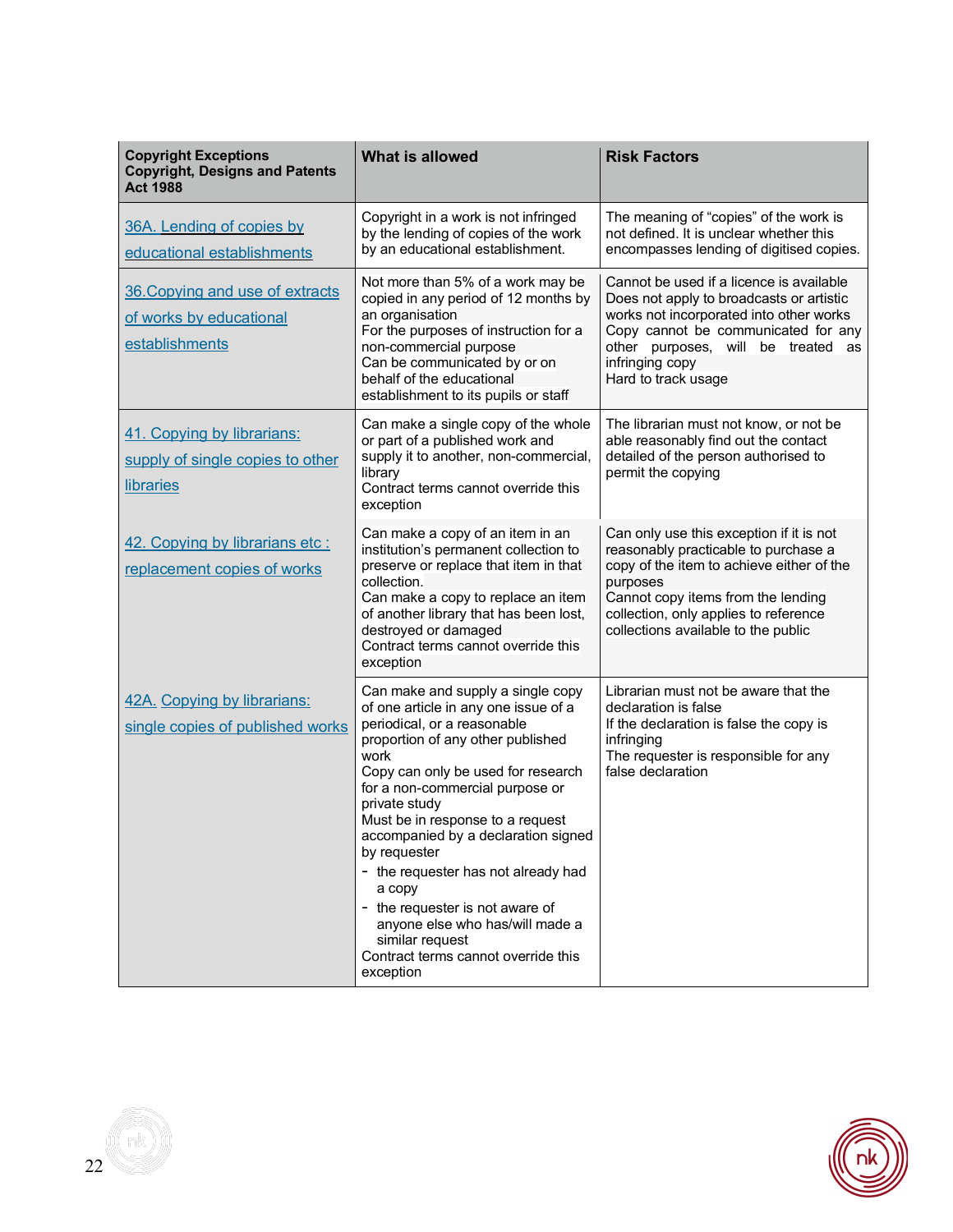| Copyright Exceptions Copyright, Designs and Patents Act 1988 | What is allowed | Risk Factors |
|---|---|---|
| 36A. Lending of copies by educational establishments | Copyright in a work is not infringed by the lending of copies of the work by an educational establishment. | The meaning of "copies" of the work is not defined. It is unclear whether this encompasses lending of digitised copies. |
| 36.Copying and use of extracts of works by educational establishments | Not more than 5% of a work may be copied in any period of 12 months by an organisation<br>For the purposes of instruction for a non-commercial purpose<br>Can be communicated by or on behalf of the educational establishment to its pupils or staff | Cannot be used if a licence is available<br>Does not apply to broadcasts or artistic works not incorporated into other works<br>Copy cannot be communicated for any other purposes, will be treated as infringing copy<br>Hard to track usage |
| 41. Copying by librarians: supply of single copies to other libraries | Can make a single copy of the whole or part of a published work and supply it to another, non-commercial, library<br>Contract terms cannot override this exception | The librarian must not know, or not be able reasonably find out the contact detailed of the person authorised to permit the copying |
| 42. Copying by librarians etc : replacement copies of works | Can make a copy of an item in an institution's permanent collection to preserve or replace that item in that collection.<br>Can make a copy to replace an item of another library that has been lost, destroyed or damaged<br>Contract terms cannot override this exception | Can only use this exception if it is not reasonably practicable to purchase a copy of the item to achieve either of the purposes<br>Cannot copy items from the lending collection, only applies to reference collections available to the public |
| 42A. Copying by librarians: single copies of published works | Can make and supply a single copy of one article in any one issue of a periodical, or a reasonable proportion of any other published work<br>Copy can only be used for research for a non-commercial purpose or private study<br>Must be in response to a request accompanied by a declaration signed by requester<br>- the requester has not already had a copy<br>- the requester is not aware of anyone else who has/will made a similar request<br>Contract terms cannot override this exception | Librarian must not be aware that the declaration is false<br>If the declaration is false the copy is infringing<br>The requester is responsible for any false declaration |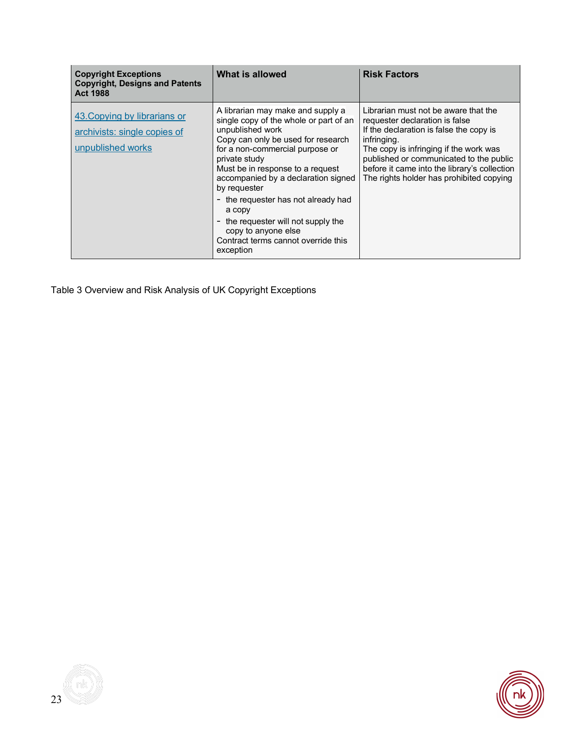| Copyright Exceptions Copyright, Designs and Patents Act 1988 | What is allowed | Risk Factors |
|---|---|---|
| 43.Copying by librarians or archivists: single copies of unpublished works | A librarian may make and supply a single copy of the whole or part of an unpublished work<br>Copy can only be used for research for a non-commercial purpose or private study<br>Must be in response to a request accompanied by a declaration signed by requester<br>- the requester has not already had a copy<br>- the requester will not supply the copy to anyone else<br>Contract terms cannot override this exception | Librarian must not be aware that the requester declaration is false<br>If the declaration is false the copy is infringing.<br>The copy is infringing if the work was published or communicated to the public before it came into the library's collection<br>The rights holder has prohibited copying |

Table 3 Overview and Risk Analysis of UK Copyright Exceptions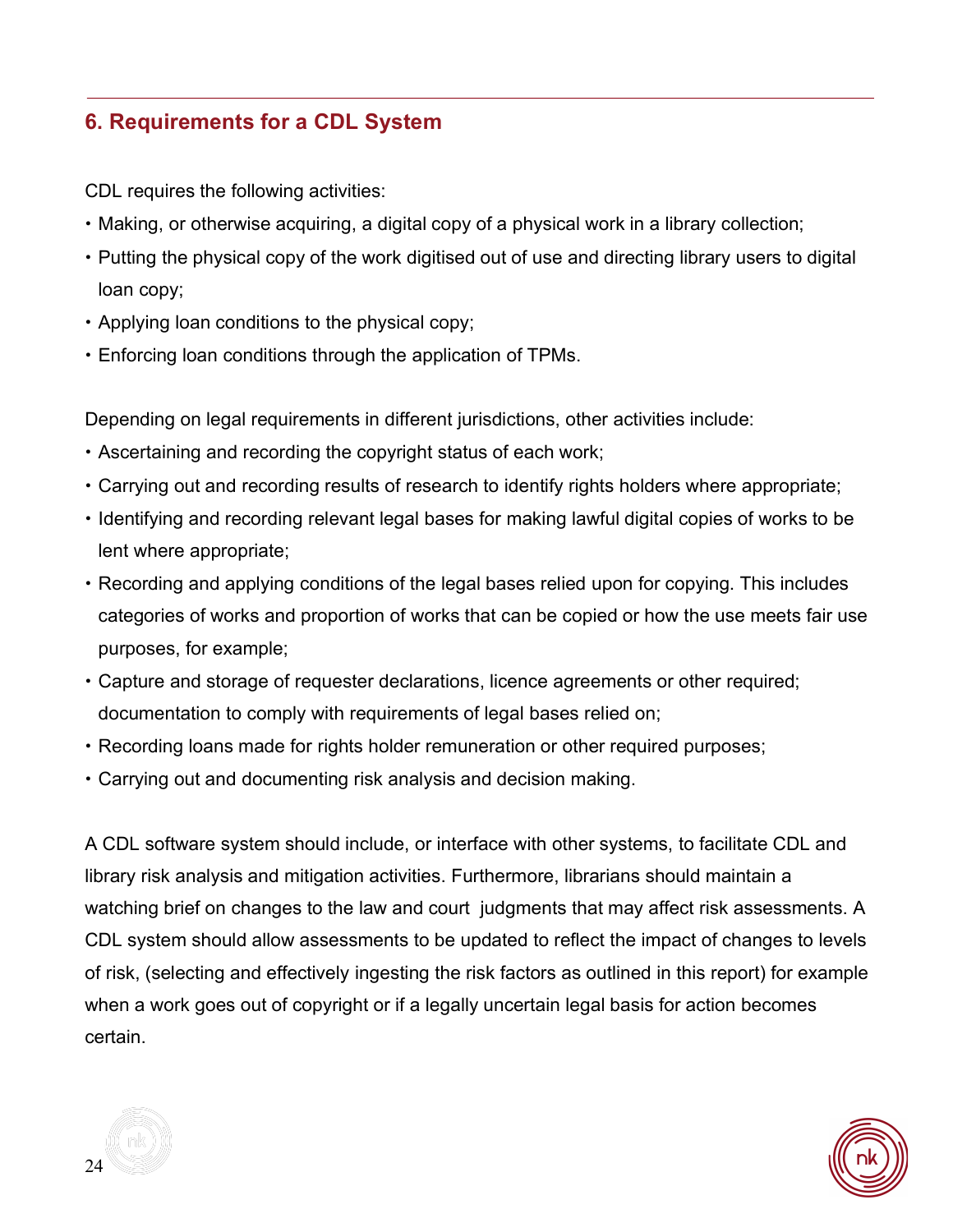## 6. Requirements for a CDL System

CDL requires the following activities:

- Making, or otherwise acquiring, a digital copy of a physical work in a library collection;
- Putting the physical copy of the work digitised out of use and directing library users to digital loan copy;
- Applying loan conditions to the physical copy;
- Enforcing loan conditions through the application of TPMs.

Depending on legal requirements in different jurisdictions, other activities include:

- Ascertaining and recording the copyright status of each work;
- Carrying out and recording results of research to identify rights holders where appropriate;
- Identifying and recording relevant legal bases for making lawful digital copies of works to be lent where appropriate;
- Recording and applying conditions of the legal bases relied upon for copying. This includes categories of works and proportion of works that can be copied or how the use meets fair use purposes, for example;
- Capture and storage of requester declarations, licence agreements or other required; documentation to comply with requirements of legal bases relied on;
- Recording loans made for rights holder remuneration or other required purposes;
- Carrying out and documenting risk analysis and decision making.

A CDL software system should include, or interface with other systems, to facilitate CDL and library risk analysis and mitigation activities. Furthermore, librarians should maintain a watching brief on changes to the law and court judgments that may affect risk assessments. A CDL system should allow assessments to be updated to reflect the impact of changes to levels of risk, (selecting and effectively ingesting the risk factors as outlined in this report) for example when a work goes out of copyright or if a legally uncertain legal basis for action becomes certain.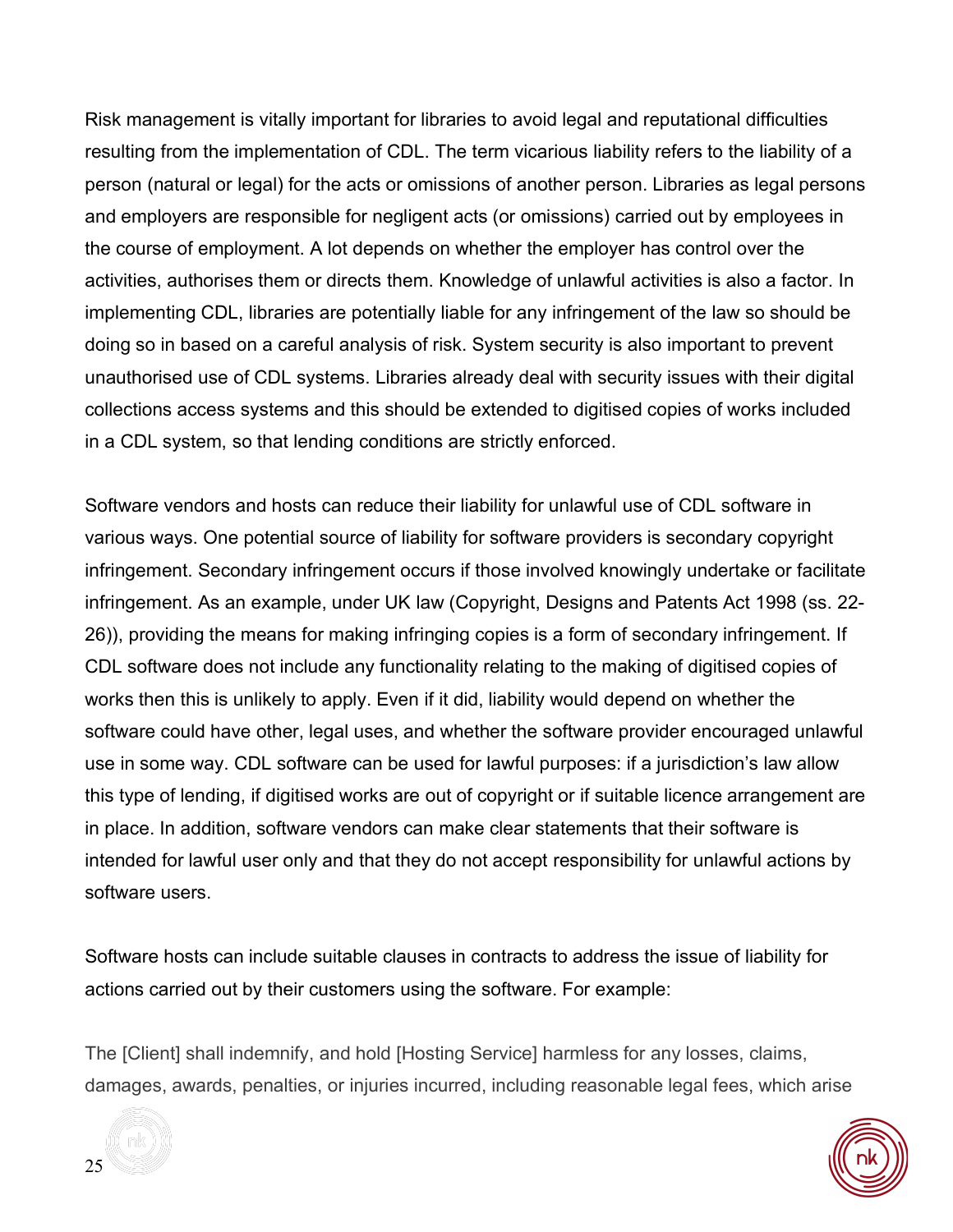Risk management is vitally important for libraries to avoid legal and reputational difficulties resulting from the implementation of CDL. The term vicarious liability refers to the liability of a person (natural or legal) for the acts or omissions of another person. Libraries as legal persons and employers are responsible for negligent acts (or omissions) carried out by employees in the course of employment. A lot depends on whether the employer has control over the activities, authorises them or directs them. Knowledge of unlawful activities is also a factor. In implementing CDL, libraries are potentially liable for any infringement of the law so should be doing so in based on a careful analysis of risk. System security is also important to prevent unauthorised use of CDL systems. Libraries already deal with security issues with their digital collections access systems and this should be extended to digitised copies of works included in a CDL system, so that lending conditions are strictly enforced.

Software vendors and hosts can reduce their liability for unlawful use of CDL software in various ways. One potential source of liability for software providers is secondary copyright infringement. Secondary infringement occurs if those involved knowingly undertake or facilitate infringement. As an example, under UK law (Copyright, Designs and Patents Act 1998 (ss. 22-26)), providing the means for making infringing copies is a form of secondary infringement. If CDL software does not include any functionality relating to the making of digitised copies of works then this is unlikely to apply. Even if it did, liability would depend on whether the software could have other, legal uses, and whether the software provider encouraged unlawful use in some way. CDL software can be used for lawful purposes: if a jurisdiction's law allow this type of lending, if digitised works are out of copyright or if suitable licence arrangement are in place. In addition, software vendors can make clear statements that their software is intended for lawful user only and that they do not accept responsibility for unlawful actions by software users.

Software hosts can include suitable clauses in contracts to address the issue of liability for actions carried out by their customers using the software. For example:

The [Client] shall indemnify, and hold [Hosting Service] harmless for any losses, claims, damages, awards, penalties, or injuries incurred, including reasonable legal fees, which arise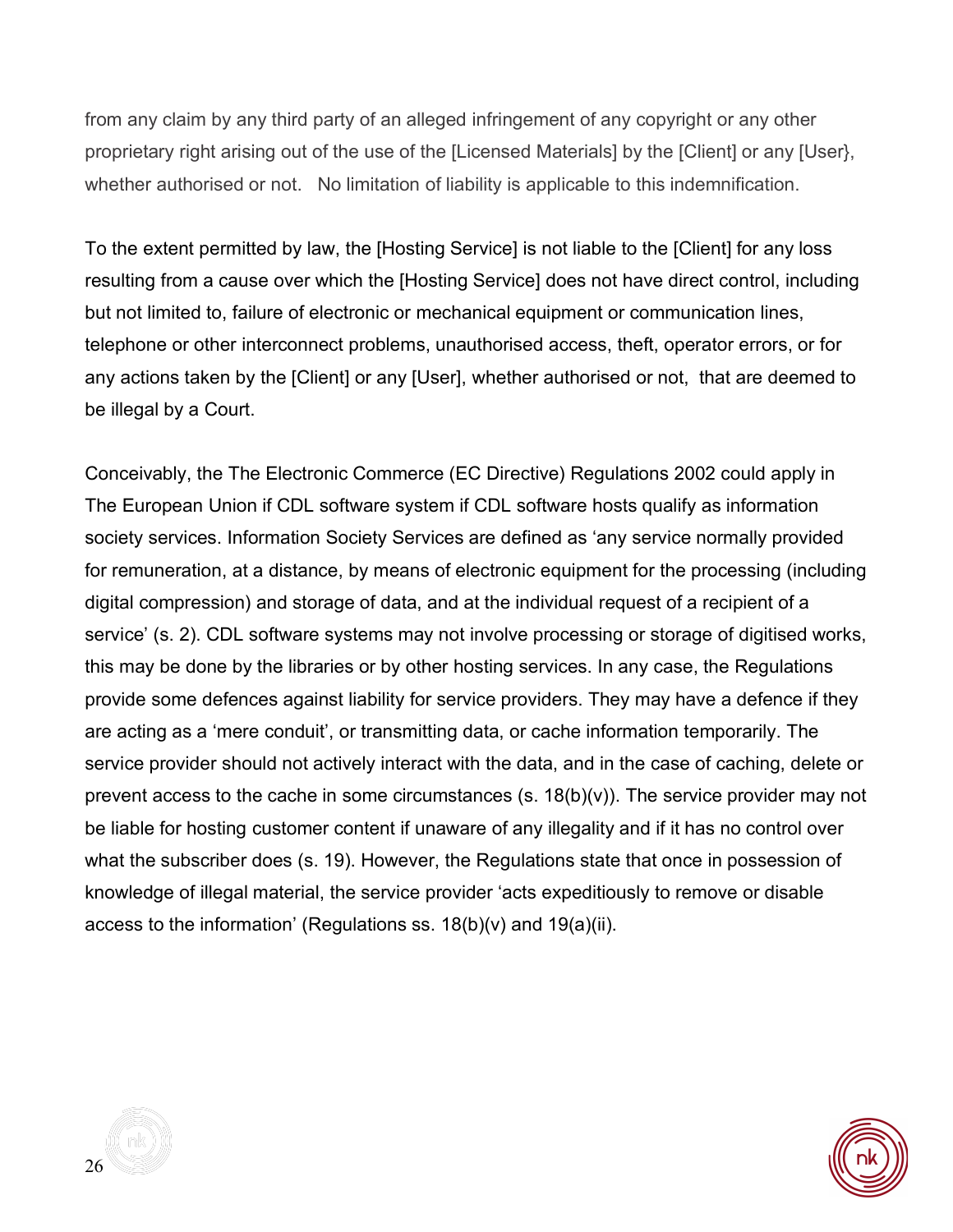from any claim by any third party of an alleged infringement of any copyright or any other proprietary right arising out of the use of the [Licensed Materials] by the [Client] or any [User}, whether authorised or not.   No limitation of liability is applicable to this indemnification.

To the extent permitted by law, the [Hosting Service] is not liable to the [Client] for any loss resulting from a cause over which the [Hosting Service] does not have direct control, including but not limited to, failure of electronic or mechanical equipment or communication lines, telephone or other interconnect problems, unauthorised access, theft, operator errors, or for any actions taken by the [Client] or any [User], whether authorised or not,  that are deemed to be illegal by a Court.

Conceivably, the The Electronic Commerce (EC Directive) Regulations 2002 could apply in The European Union if CDL software system if CDL software hosts qualify as information society services. Information Society Services are defined as 'any service normally provided for remuneration, at a distance, by means of electronic equipment for the processing (including digital compression) and storage of data, and at the individual request of a recipient of a service' (s. 2). CDL software systems may not involve processing or storage of digitised works, this may be done by the libraries or by other hosting services. In any case, the Regulations provide some defences against liability for service providers. They may have a defence if they are acting as a 'mere conduit', or transmitting data, or cache information temporarily. The service provider should not actively interact with the data, and in the case of caching, delete or prevent access to the cache in some circumstances (s. 18(b)(v)). The service provider may not be liable for hosting customer content if unaware of any illegality and if it has no control over what the subscriber does (s. 19). However, the Regulations state that once in possession of knowledge of illegal material, the service provider 'acts expeditiously to remove or disable access to the information' (Regulations ss. 18(b)(v) and 19(a)(ii).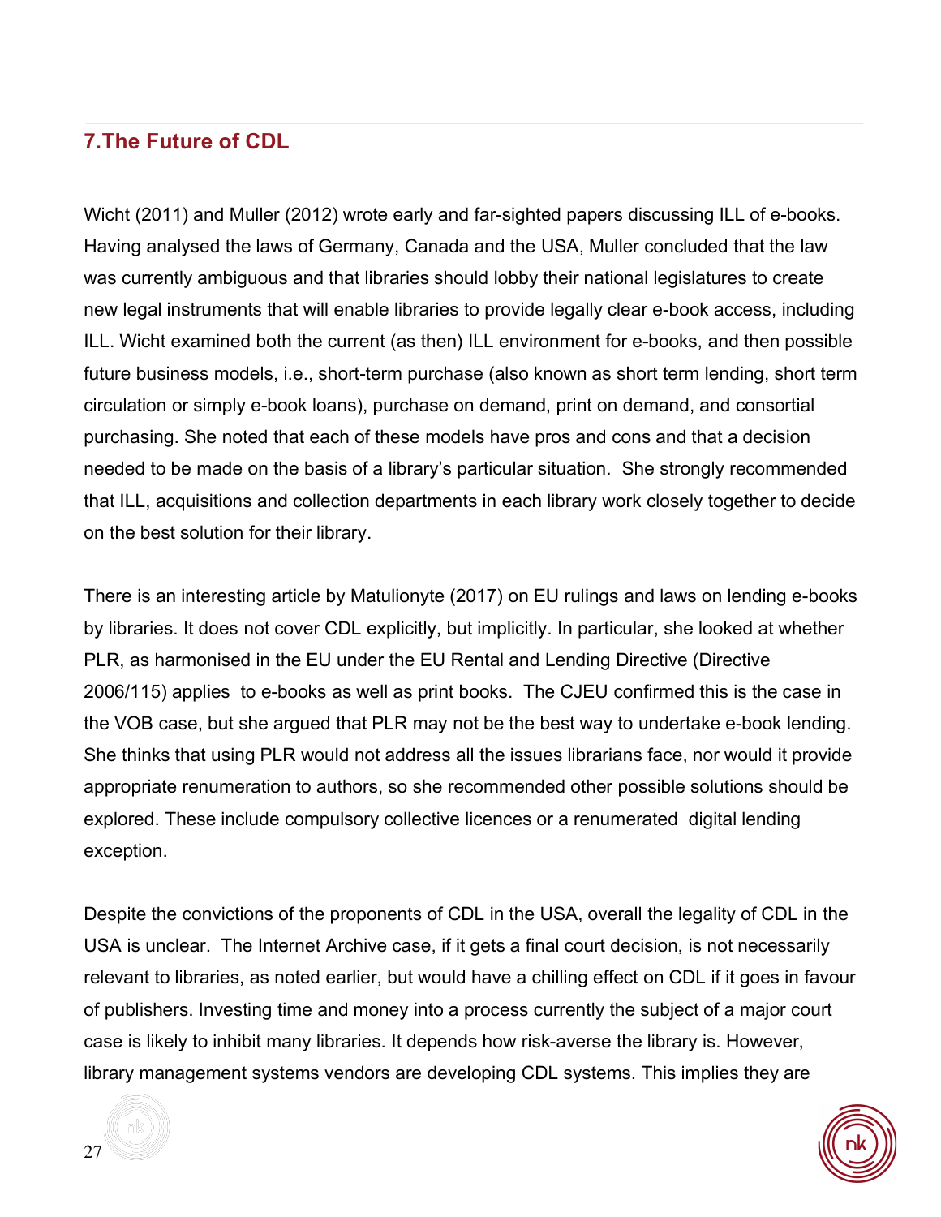## 7.The Future of CDL

Wicht (2011) and Muller (2012) wrote early and far-sighted papers discussing ILL of e-books. Having analysed the laws of Germany, Canada and the USA, Muller concluded that the law was currently ambiguous and that libraries should lobby their national legislatures to create new legal instruments that will enable libraries to provide legally clear e-book access, including ILL. Wicht examined both the current (as then) ILL environment for e-books, and then possible future business models, i.e., short-term purchase (also known as short term lending, short term circulation or simply e-book loans), purchase on demand, print on demand, and consortial purchasing. She noted that each of these models have pros and cons and that a decision needed to be made on the basis of a library's particular situation. She strongly recommended that ILL, acquisitions and collection departments in each library work closely together to decide on the best solution for their library.

There is an interesting article by Matulionyte (2017) on EU rulings and laws on lending e-books by libraries. It does not cover CDL explicitly, but implicitly. In particular, she looked at whether PLR, as harmonised in the EU under the EU Rental and Lending Directive (Directive 2006/115) applies to e-books as well as print books. The CJEU confirmed this is the case in the VOB case, but she argued that PLR may not be the best way to undertake e-book lending. She thinks that using PLR would not address all the issues librarians face, nor would it provide appropriate renumeration to authors, so she recommended other possible solutions should be explored. These include compulsory collective licences or a renumerated digital lending exception.

Despite the convictions of the proponents of CDL in the USA, overall the legality of CDL in the USA is unclear. The Internet Archive case, if it gets a final court decision, is not necessarily relevant to libraries, as noted earlier, but would have a chilling effect on CDL if it goes in favour of publishers. Investing time and money into a process currently the subject of a major court case is likely to inhibit many libraries. It depends how risk-averse the library is. However, library management systems vendors are developing CDL systems. This implies they are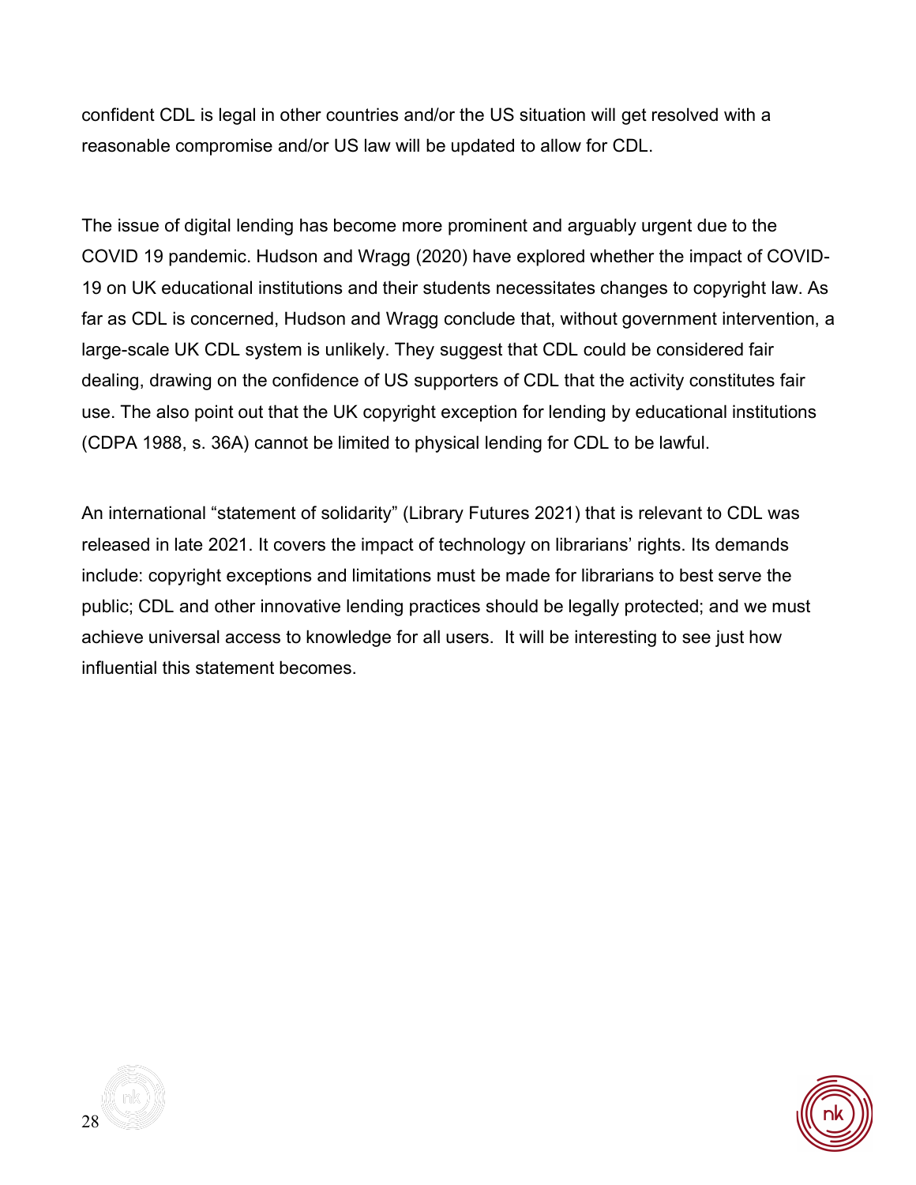confident CDL is legal in other countries and/or the US situation will get resolved with a reasonable compromise and/or US law will be updated to allow for CDL.

The issue of digital lending has become more prominent and arguably urgent due to the COVID 19 pandemic. Hudson and Wragg (2020) have explored whether the impact of COVID-19 on UK educational institutions and their students necessitates changes to copyright law. As far as CDL is concerned, Hudson and Wragg conclude that, without government intervention, a large-scale UK CDL system is unlikely. They suggest that CDL could be considered fair dealing, drawing on the confidence of US supporters of CDL that the activity constitutes fair use. The also point out that the UK copyright exception for lending by educational institutions (CDPA 1988, s. 36A) cannot be limited to physical lending for CDL to be lawful.

An international "statement of solidarity" (Library Futures 2021) that is relevant to CDL was released in late 2021. It covers the impact of technology on librarians' rights. Its demands include: copyright exceptions and limitations must be made for librarians to best serve the public; CDL and other innovative lending practices should be legally protected; and we must achieve universal access to knowledge for all users. It will be interesting to see just how influential this statement becomes.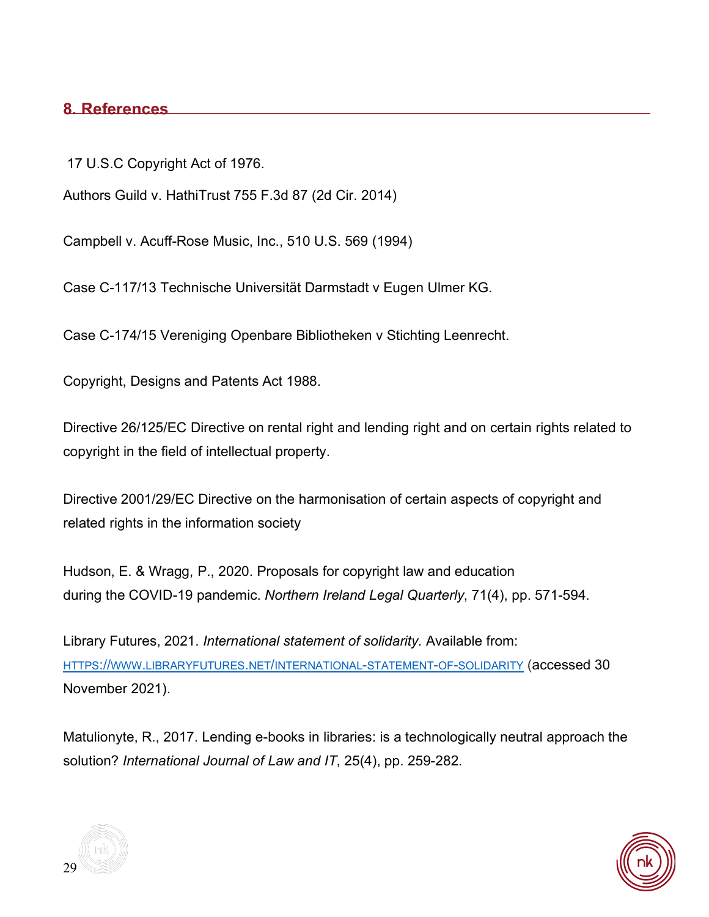## 8. References

17 U.S.C Copyright Act of 1976.

Authors Guild v. HathiTrust 755 F.3d 87 (2d Cir. 2014)

Campbell v. Acuff-Rose Music, Inc., 510 U.S. 569 (1994)

Case C-117/13 Technische Universität Darmstadt v Eugen Ulmer KG.

Case C-174/15 Vereniging Openbare Bibliotheken v Stichting Leenrecht.

Copyright, Designs and Patents Act 1988.

Directive 26/125/EC Directive on rental right and lending right and on certain rights related to copyright in the field of intellectual property.

Directive 2001/29/EC Directive on the harmonisation of certain aspects of copyright and related rights in the information society

Hudson, E. & Wragg, P., 2020. Proposals for copyright law and education during the COVID-19 pandemic. *Northern Ireland Legal Quarterly*, 71(4), pp. 571-594.

Library Futures, 2021. *International statement of solidarity.* Available from: HTTPS://WWW.LIBRARYFUTURES.NET/INTERNATIONAL-STATEMENT-OF-SOLIDARITY (accessed 30 November 2021).

Matulionyte, R., 2017. Lending e-books in libraries: is a technologically neutral approach the solution? *International Journal of Law and IT*, 25(4), pp. 259-282.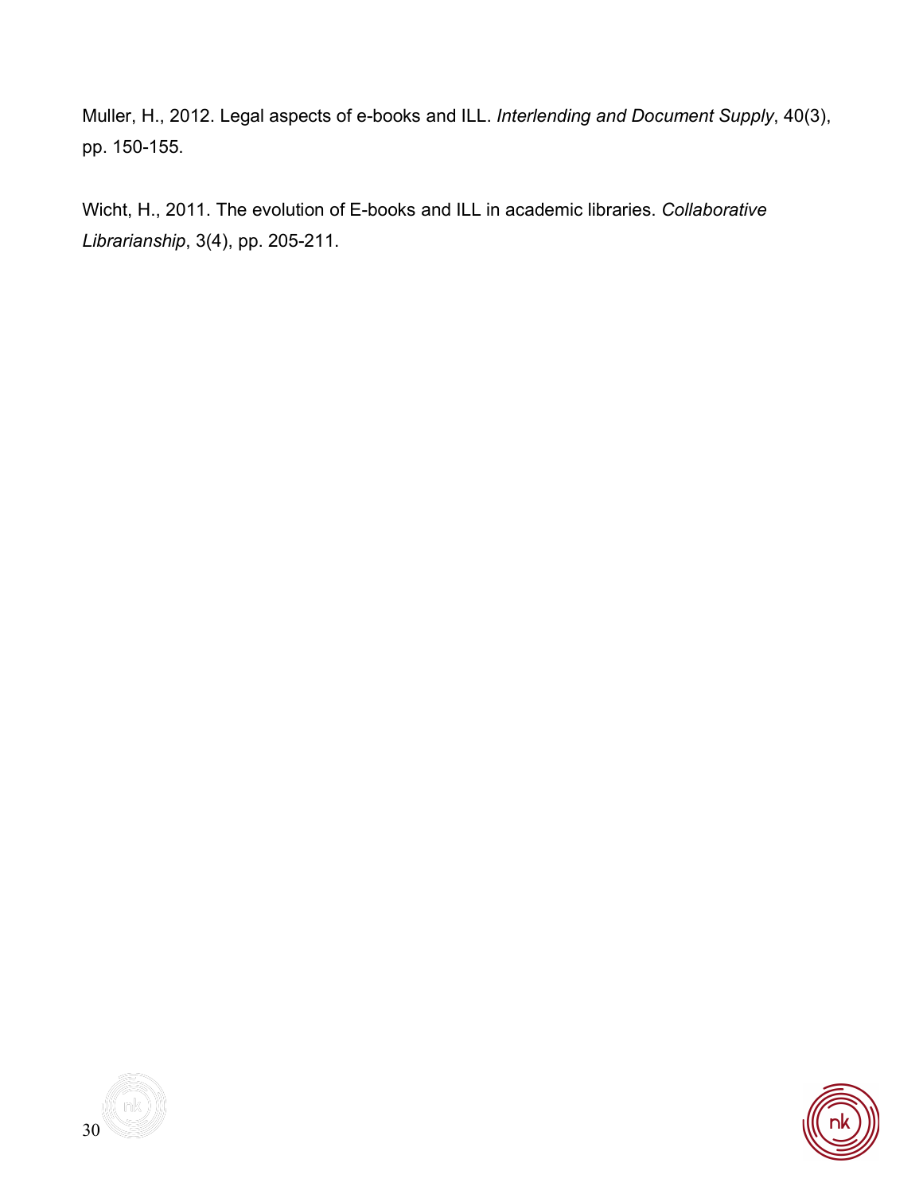Muller, H., 2012. Legal aspects of e-books and ILL. *Interlending and Document Supply*, 40(3), pp. 150-155.

Wicht, H., 2011. The evolution of E-books and ILL in academic libraries. *Collaborative Librarianship*, 3(4), pp. 205-211.